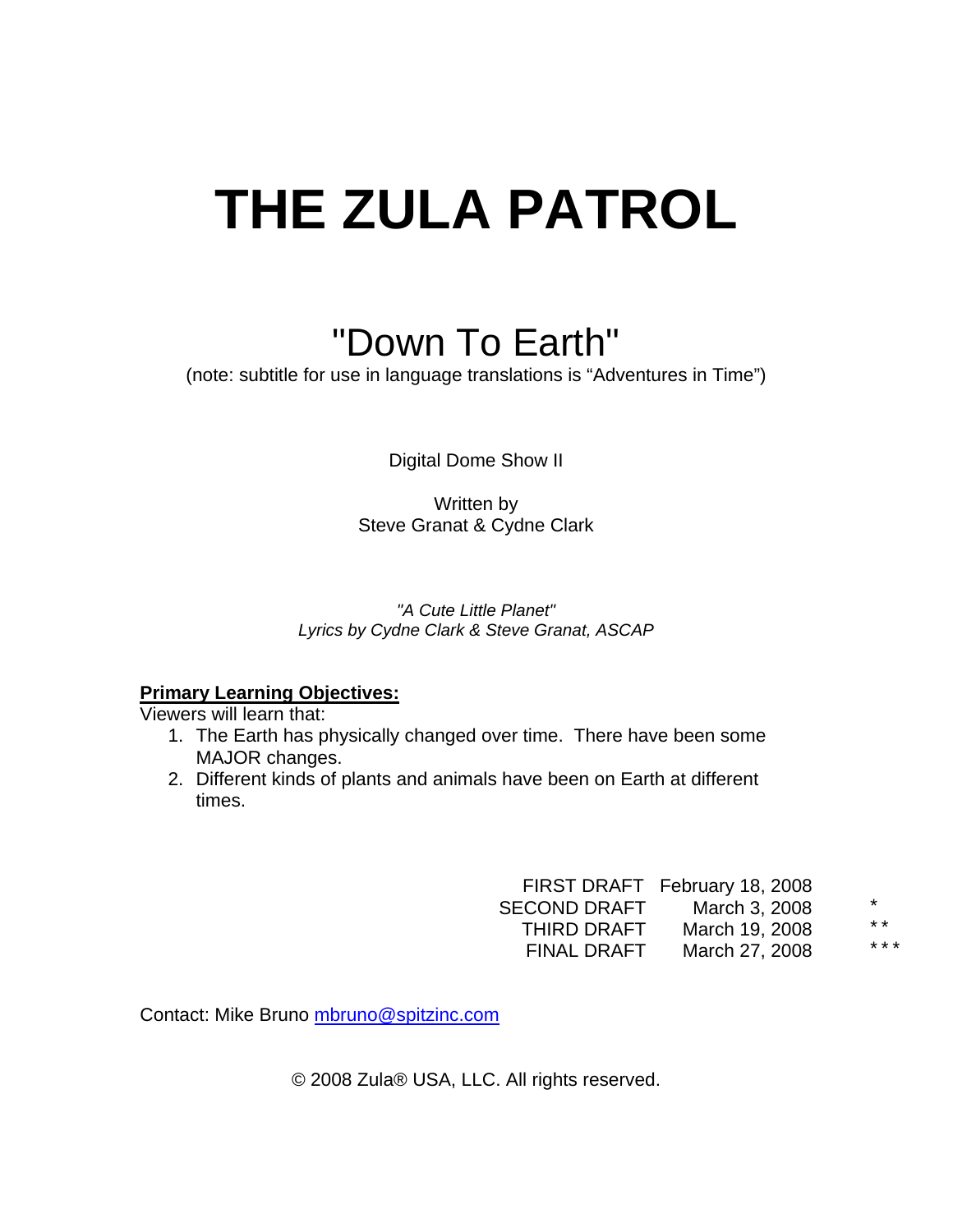# THE ZULA PATROL

## "Down To Earth"

(note: subtitle for use in language translations is "Adventures in Time")

Digital Dome Show II

Written by
Steve Granat & Cydne Clark

*"A Cute Little Planet"*
*Lyrics by Cydne Clark & Steve Granat, ASCAP*

**Primary Learning Objectives:**
Viewers will learn that:

1. The Earth has physically changed over time. There have been some MAJOR changes.
2. Different kinds of plants and animals have been on Earth at different times.

| | | |
|---|---|---|
| FIRST DRAFT | February 18, 2008 | |
| SECOND DRAFT | March 3, 2008 | * |
| THIRD DRAFT | March 19, 2008 | * * |
| FINAL DRAFT | March 27, 2008 | * * * |

Contact: Mike Bruno mbruno@spitzinc.com

© 2008 Zula® USA, LLC. All rights reserved.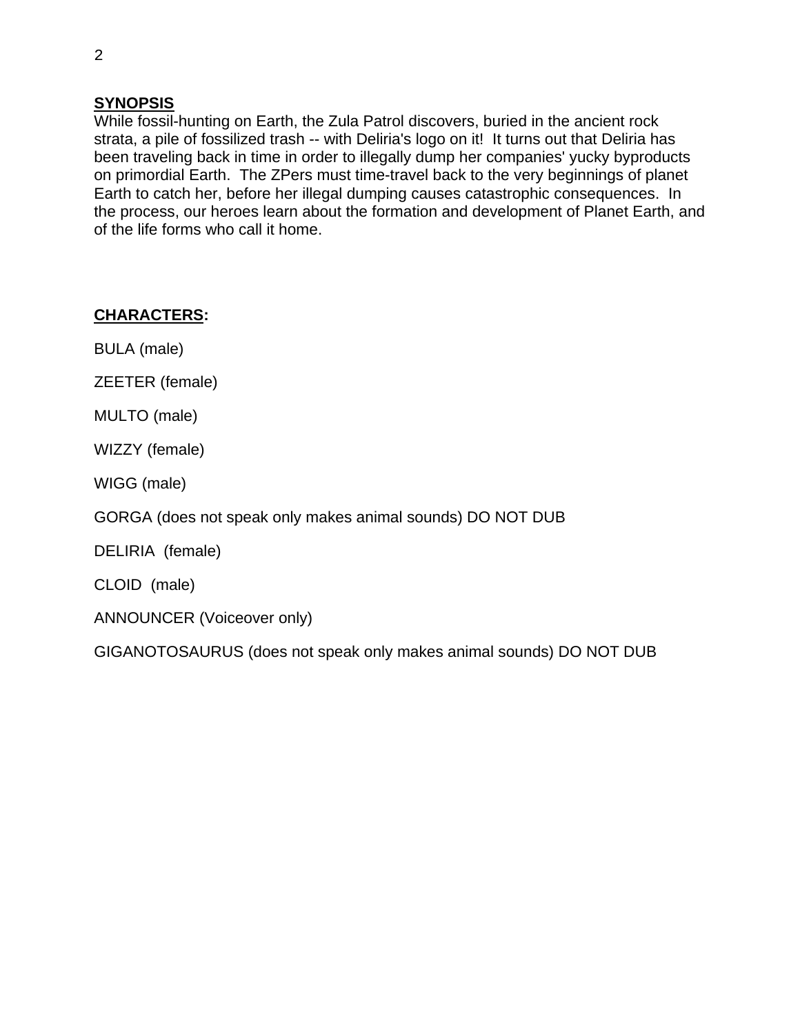**SYNOPSIS**

While fossil-hunting on Earth, the Zula Patrol discovers, buried in the ancient rock strata, a pile of fossilized trash -- with Deliria's logo on it! It turns out that Deliria has been traveling back in time in order to illegally dump her companies' yucky byproducts on primordial Earth. The ZPers must time-travel back to the very beginnings of planet Earth to catch her, before her illegal dumping causes catastrophic consequences. In the process, our heroes learn about the formation and development of Planet Earth, and of the life forms who call it home.

**CHARACTERS:**

BULA (male)

ZEETER (female)

MULTO (male)

WIZZY (female)

WIGG (male)

GORGA (does not speak only makes animal sounds) DO NOT DUB

DELIRIA (female)

CLOID (male)

ANNOUNCER (Voiceover only)

GIGANOTOSAURUS (does not speak only makes animal sounds) DO NOT DUB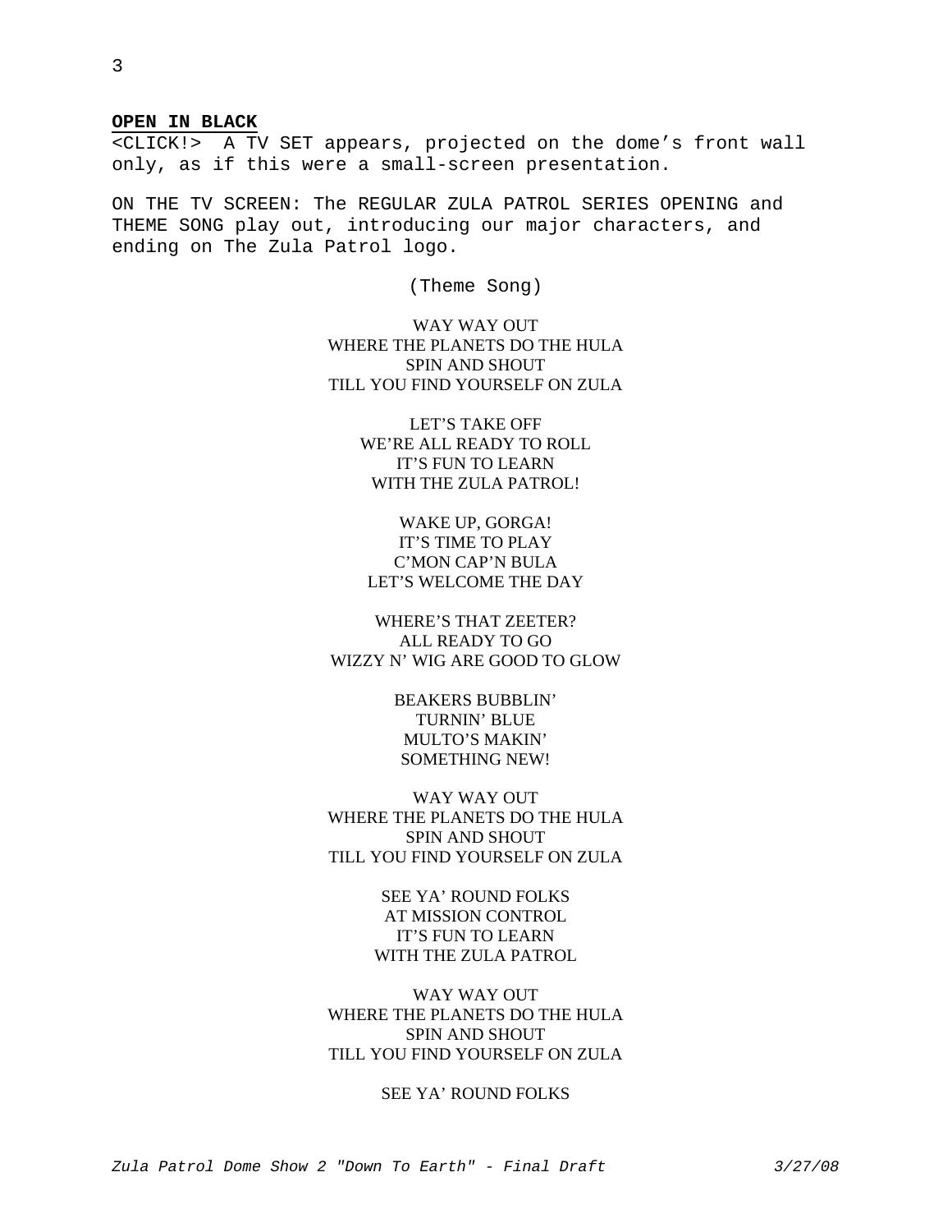**OPEN IN BLACK**

<CLICK!> A TV SET appears, projected on the dome's front wall only, as if this were a small-screen presentation.

ON THE TV SCREEN: The REGULAR ZULA PATROL SERIES OPENING and THEME SONG play out, introducing our major characters, and ending on The Zula Patrol logo.

(Theme Song)

WAY WAY OUT
WHERE THE PLANETS DO THE HULA
SPIN AND SHOUT
TILL YOU FIND YOURSELF ON ZULA

LET'S TAKE OFF
WE'RE ALL READY TO ROLL
IT'S FUN TO LEARN
WITH THE ZULA PATROL!

WAKE UP, GORGA!
IT'S TIME TO PLAY
C'MON CAP'N BULA
LET'S WELCOME THE DAY

WHERE'S THAT ZEETER?
ALL READY TO GO
WIZZY N' WIG ARE GOOD TO GLOW

BEAKERS BUBBLIN'
TURNIN' BLUE
MULTO'S MAKIN'
SOMETHING NEW!

WAY WAY OUT
WHERE THE PLANETS DO THE HULA
SPIN AND SHOUT
TILL YOU FIND YOURSELF ON ZULA

SEE YA' ROUND FOLKS
AT MISSION CONTROL
IT'S FUN TO LEARN
WITH THE ZULA PATROL

WAY WAY OUT
WHERE THE PLANETS DO THE HULA
SPIN AND SHOUT
TILL YOU FIND YOURSELF ON ZULA

SEE YA' ROUND FOLKS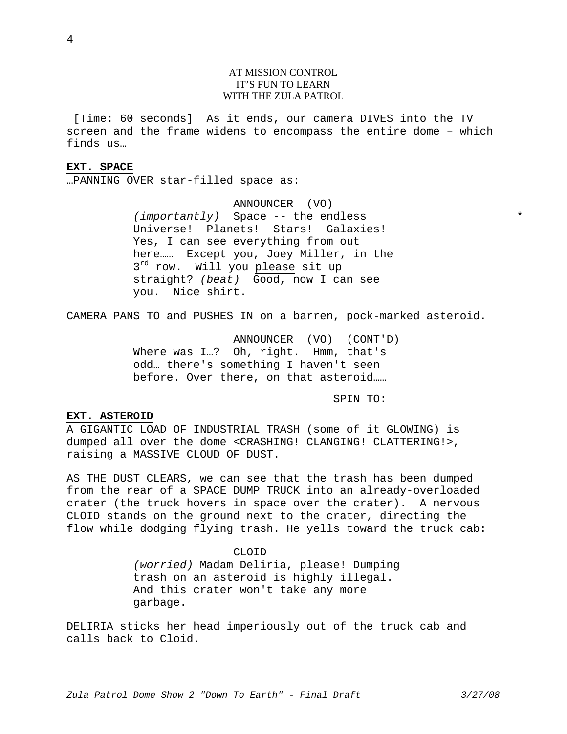AT MISSION CONTROL
IT'S FUN TO LEARN
WITH THE ZULA PATROL

[Time: 60 seconds] As it ends, our camera DIVES into the TV screen and the frame widens to encompass the entire dome – which finds us…

**EXT. SPACE**

…PANNING OVER star-filled space as:

ANNOUNCER (VO)
*(importantly)* Space -- the endless Universe! Planets! Stars! Galaxies! Yes, I can see everything from out here…… Except you, Joey Miller, in the 3rd row. Will you please sit up straight? *(beat)* Good, now I can see you. Nice shirt. *

CAMERA PANS TO and PUSHES IN on a barren, pock-marked asteroid.

ANNOUNCER (VO) (CONT'D)
Where was I…? Oh, right. Hmm, that's odd… there's something I haven't seen before. Over there, on that asteroid……

SPIN TO:

**EXT. ASTEROID**

A GIGANTIC LOAD OF INDUSTRIAL TRASH (some of it GLOWING) is dumped all over the dome <CRASHING! CLANGING! CLATTERING!>, raising a MASSIVE CLOUD OF DUST.

AS THE DUST CLEARS, we can see that the trash has been dumped from the rear of a SPACE DUMP TRUCK into an already-overloaded crater (the truck hovers in space over the crater). A nervous CLOID stands on the ground next to the crater, directing the flow while dodging flying trash. He yells toward the truck cab:

CLOID
*(worried)* Madam Deliria, please! Dumping trash on an asteroid is highly illegal. And this crater won't take any more garbage.

DELIRIA sticks her head imperiously out of the truck cab and calls back to Cloid.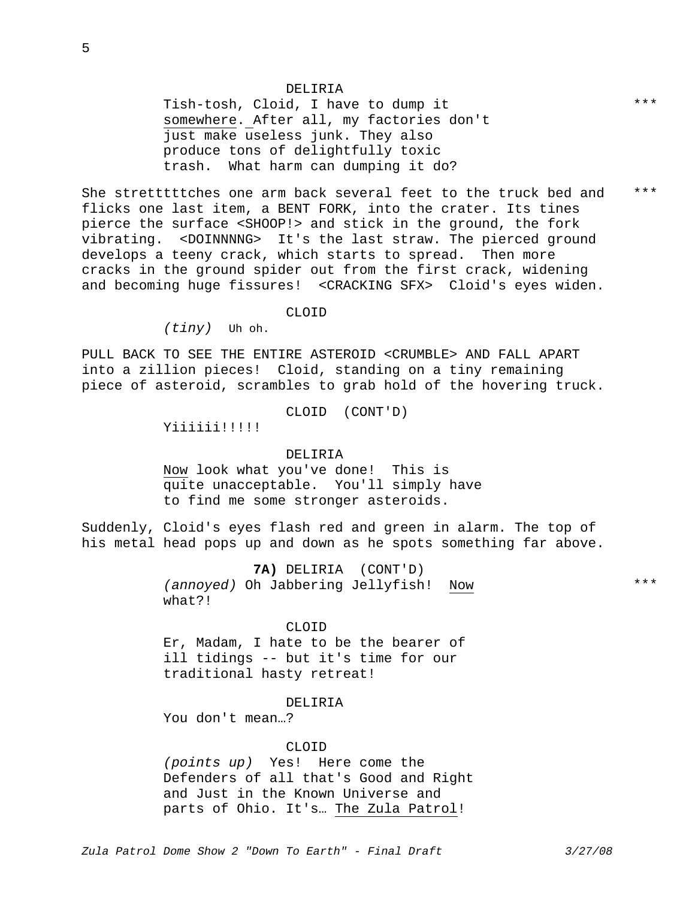DELIRIA

Tish-tosh, Cloid, I have to dump it <u>somewhere</u>. After all, my factories don't just make useless junk. They also produce tons of delightfully toxic trash. What harm can dumping it do? ***

She strettttches one arm back several feet to the truck bed and flicks one last item, a BENT FORK, into the crater. Its tines pierce the surface <SHOOP!> and stick in the ground, the fork vibrating. <DOINNNNG> It's the last straw. The pierced ground develops a teeny crack, which starts to spread. Then more cracks in the ground spider out from the first crack, widening and becoming huge fissures! <CRACKING SFX> Cloid's eyes widen. ***

CLOID

*(tiny)* Uh oh.

PULL BACK TO SEE THE ENTIRE ASTEROID <CRUMBLE> AND FALL APART into a zillion pieces! Cloid, standing on a tiny remaining piece of asteroid, scrambles to grab hold of the hovering truck.

CLOID (CONT'D)

Yiiiiii!!!!!

DELIRIA

<u>Now</u> look what you've done! This is quite unacceptable. You'll simply have to find me some stronger asteroids.

Suddenly, Cloid's eyes flash red and green in alarm. The top of his metal head pops up and down as he spots something far above.

**7A)** DELIRIA (CONT'D)

*(annoyed)* Oh Jabbering Jellyfish! <u>Now</u> what?! ***

CLOID

Er, Madam, I hate to be the bearer of ill tidings -- but it's time for our traditional hasty retreat!

DELIRIA

You don't mean…?

CLOID

*(points up)* Yes! Here come the Defenders of all that's Good and Right and Just in the Known Universe and parts of Ohio. It's… <u>The Zula Patrol</u>!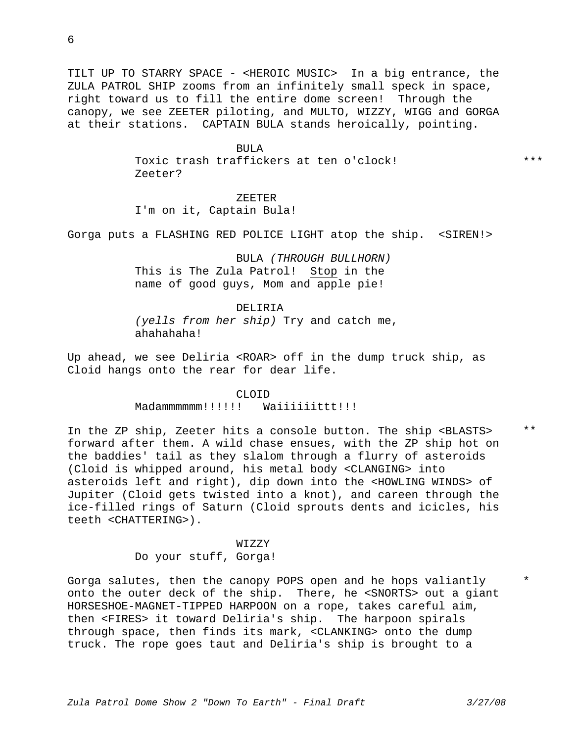TILT UP TO STARRY SPACE - <HEROIC MUSIC> In a big entrance, the ZULA PATROL SHIP zooms from an infinitely small speck in space, right toward us to fill the entire dome screen! Through the canopy, we see ZEETER piloting, and MULTO, WIZZY, WIGG and GORGA at their stations. CAPTAIN BULA stands heroically, pointing.

BULA
Toxic trash traffickers at ten o'clock! Zeeter? ***

ZEETER
I'm on it, Captain Bula!

Gorga puts a FLASHING RED POLICE LIGHT atop the ship. <SIREN!>

BULA *(THROUGH BULLHORN)*
This is The Zula Patrol! Stop in the name of good guys, Mom and apple pie!

DELIRIA
*(yells from her ship)* Try and catch me, ahahahaha!

Up ahead, we see Deliria <ROAR> off in the dump truck ship, as Cloid hangs onto the rear for dear life.

CLOID
Madammmmmm!!!!!! Waiiiiiittt!!!

In the ZP ship, Zeeter hits a console button. The ship <BLASTS> forward after them. A wild chase ensues, with the ZP ship hot on the baddies' tail as they slalom through a flurry of asteroids (Cloid is whipped around, his metal body <CLANGING> into asteroids left and right), dip down into the <HOWLING WINDS> of Jupiter (Cloid gets twisted into a knot), and careen through the ice-filled rings of Saturn (Cloid sprouts dents and icicles, his teeth <CHATTERING>). **

WIZZY
Do your stuff, Gorga!

Gorga salutes, then the canopy POPS open and he hops valiantly onto the outer deck of the ship. There, he <SNORTS> out a giant HORSESHOE-MAGNET-TIPPED HARPOON on a rope, takes careful aim, then <FIRES> it toward Deliria's ship. The harpoon spirals through space, then finds its mark, <CLANKING> onto the dump truck. The rope goes taut and Deliria's ship is brought to a *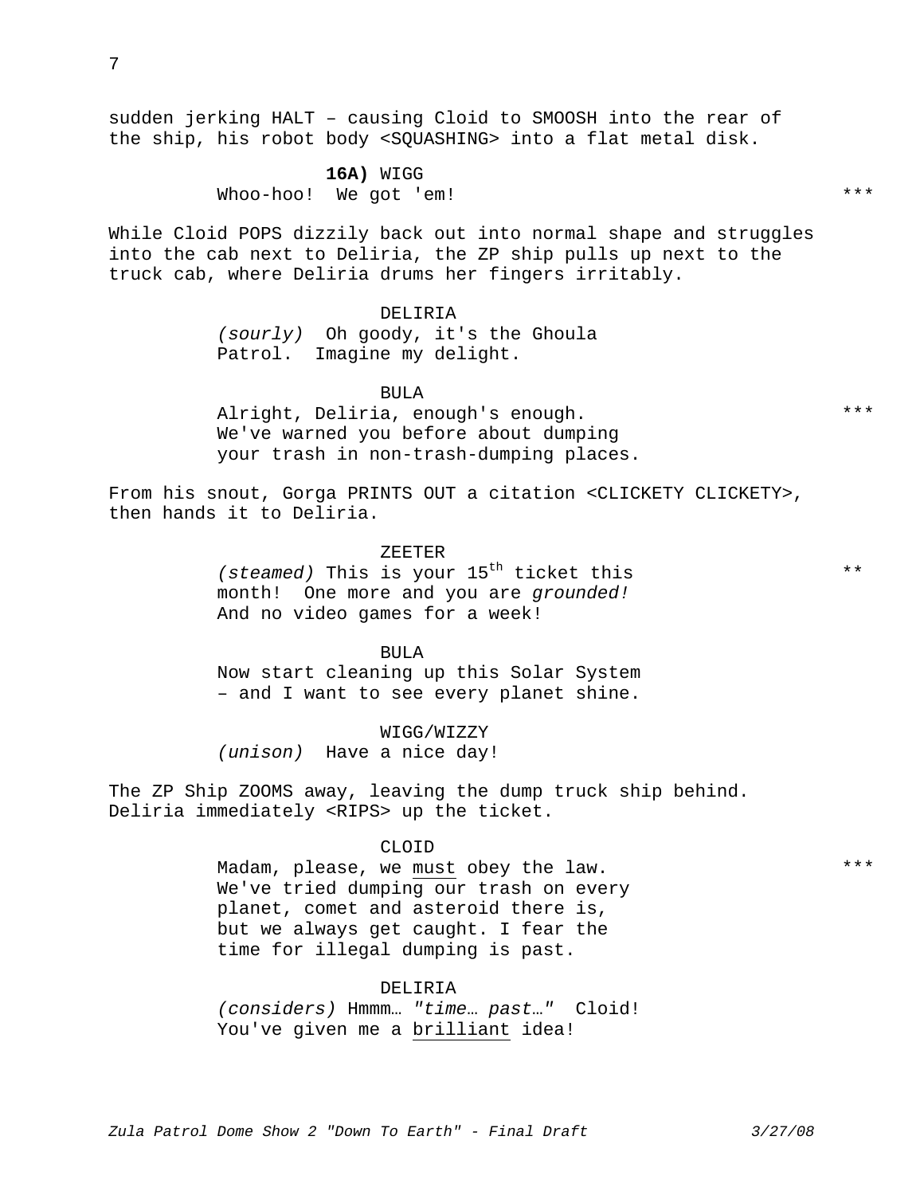sudden jerking HALT – causing Cloid to SMOOSH into the rear of the ship, his robot body <SQUASHING> into a flat metal disk.

**16A)** WIGG
Whoo-hoo! We got 'em! ***

While Cloid POPS dizzily back out into normal shape and struggles into the cab next to Deliria, the ZP ship pulls up next to the truck cab, where Deliria drums her fingers irritably.

DELIRIA
*(sourly)* Oh goody, it's the Ghoula Patrol. Imagine my delight.

BULA
Alright, Deliria, enough's enough. We've warned you before about dumping your trash in non-trash-dumping places. ***

From his snout, Gorga PRINTS OUT a citation <CLICKETY CLICKETY>, then hands it to Deliria.

ZEETER
*(steamed)* This is your 15th ticket this month! One more and you are *grounded!* And no video games for a week! **

BULA
Now start cleaning up this Solar System – and I want to see every planet shine.

WIGG/WIZZY
*(unison)* Have a nice day!

The ZP Ship ZOOMS away, leaving the dump truck ship behind. Deliria immediately <RIPS> up the ticket.

CLOID
Madam, please, we must obey the law. We've tried dumping our trash on every planet, comet and asteroid there is, but we always get caught. I fear the time for illegal dumping is past. ***

DELIRIA
*(considers)* Hmmm… *"time… past…"* Cloid! You've given me a brilliant idea!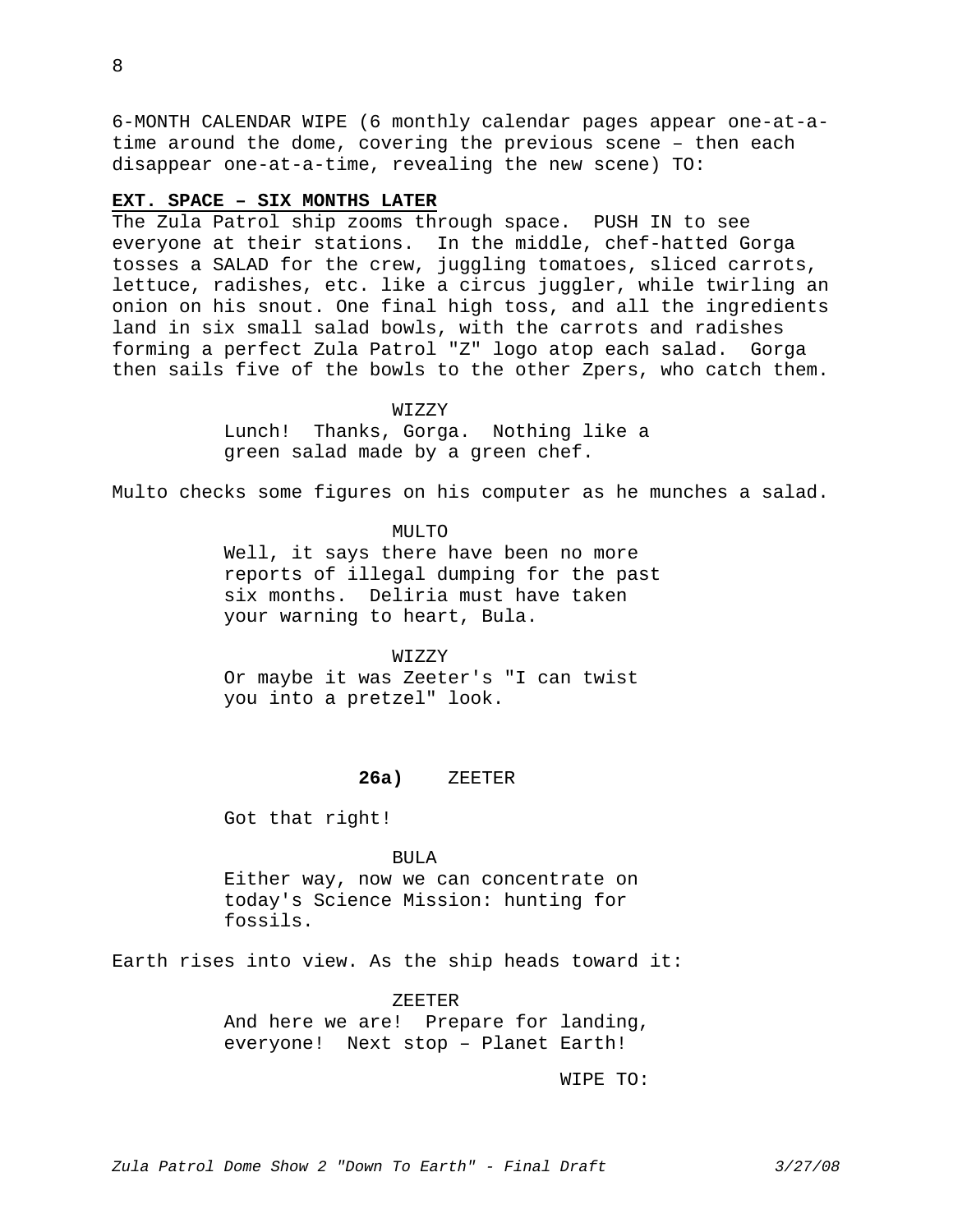6-MONTH CALENDAR WIPE (6 monthly calendar pages appear one-at-a-time around the dome, covering the previous scene – then each disappear one-at-a-time, revealing the new scene) TO:

**EXT. SPACE – SIX MONTHS LATER**

The Zula Patrol ship zooms through space. PUSH IN to see everyone at their stations. In the middle, chef-hatted Gorga tosses a SALAD for the crew, juggling tomatoes, sliced carrots, lettuce, radishes, etc. like a circus juggler, while twirling an onion on his snout. One final high toss, and all the ingredients land in six small salad bowls, with the carrots and radishes forming a perfect Zula Patrol "Z" logo atop each salad. Gorga then sails five of the bowls to the other Zpers, who catch them.

WIZZY

Lunch! Thanks, Gorga. Nothing like a green salad made by a green chef.

Multo checks some figures on his computer as he munches a salad.

MULTO

Well, it says there have been no more reports of illegal dumping for the past six months. Deliria must have taken your warning to heart, Bula.

WIZZY

Or maybe it was Zeeter's "I can twist you into a pretzel" look.

**26a)** ZEETER

Got that right!

BULA

Either way, now we can concentrate on today's Science Mission: hunting for fossils.

Earth rises into view. As the ship heads toward it:

ZEETER

And here we are! Prepare for landing, everyone! Next stop – Planet Earth!

WIPE TO: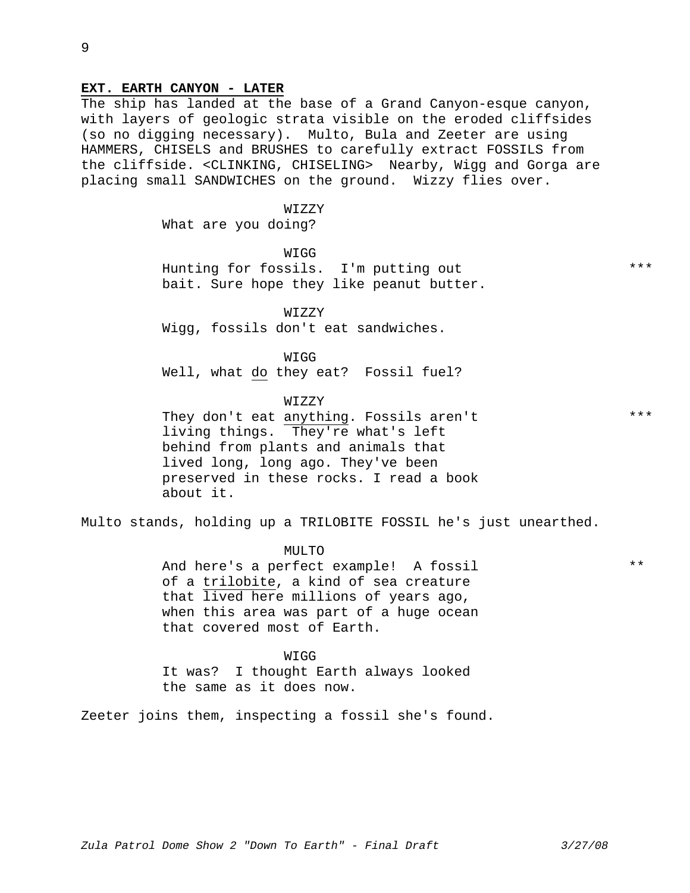**EXT. EARTH CANYON - LATER**

The ship has landed at the base of a Grand Canyon-esque canyon, with layers of geologic strata visible on the eroded cliffsides (so no digging necessary). Multo, Bula and Zeeter are using HAMMERS, CHISELS and BRUSHES to carefully extract FOSSILS from the cliffside. <CLINKING, CHISELING> Nearby, Wigg and Gorga are placing small SANDWICHES on the ground. Wizzy flies over.

WIZZY
What are you doing?

WIGG
Hunting for fossils. I'm putting out bait. Sure hope they like peanut butter. ***

WIZZY
Wigg, fossils don't eat sandwiches.

WIGG
Well, what <u>do</u> they eat? Fossil fuel?

WIZZY
They don't eat <u>anything</u>. Fossils aren't living things. They're what's left behind from plants and animals that lived long, long ago. They've been preserved in these rocks. I read a book about it. ***

Multo stands, holding up a TRILOBITE FOSSIL he's just unearthed.

MULTO
And here's a perfect example! A fossil of a <u>trilobite</u>, a kind of sea creature that lived here millions of years ago, when this area was part of a huge ocean that covered most of Earth. **

WIGG
It was? I thought Earth always looked the same as it does now.

Zeeter joins them, inspecting a fossil she's found.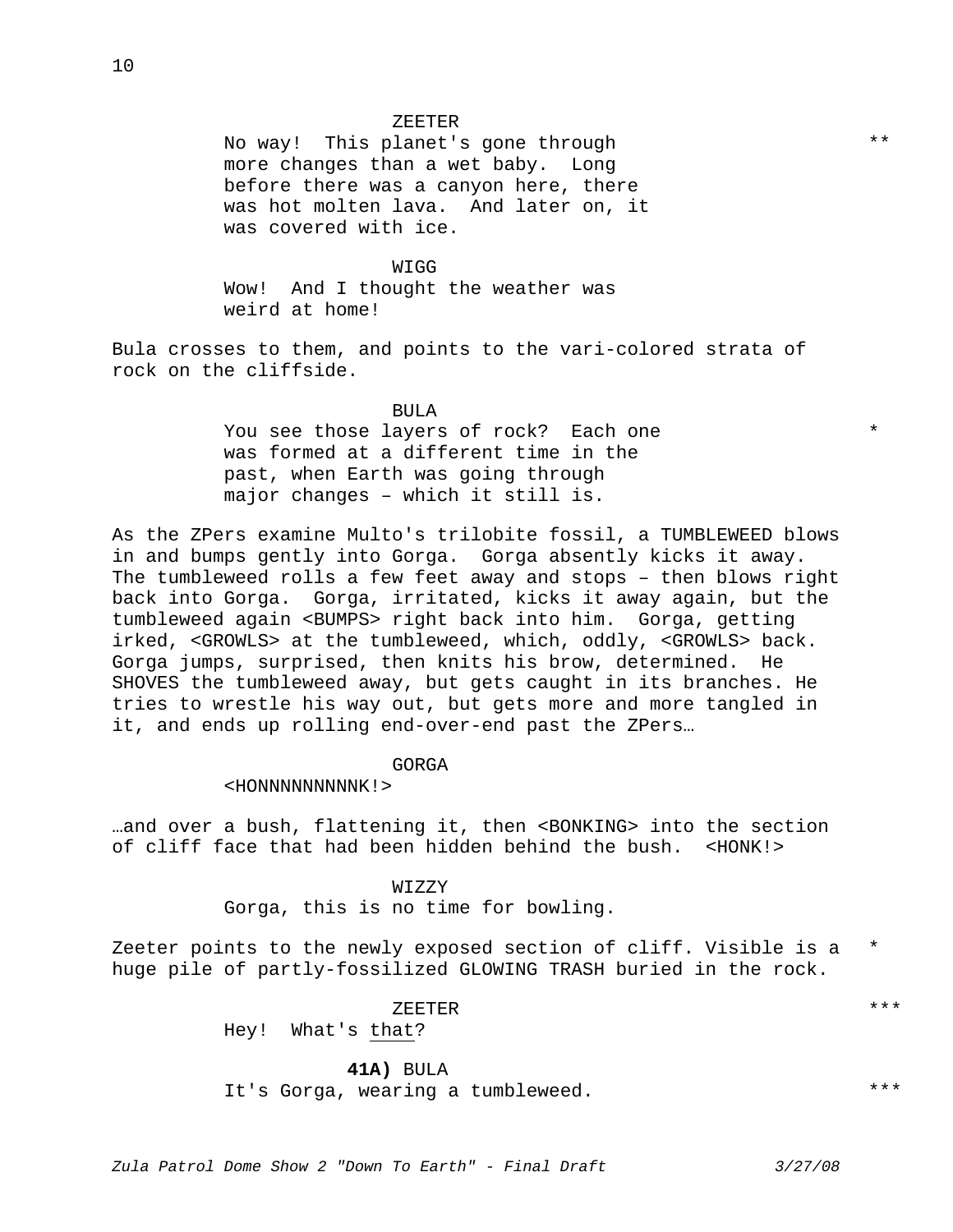ZEETER

No way! This planet's gone through more changes than a wet baby. Long before there was a canyon here, there was hot molten lava. And later on, it was covered with ice. **

WIGG

Wow! And I thought the weather was weird at home!

Bula crosses to them, and points to the vari-colored strata of rock on the cliffside.

BULA

You see those layers of rock? Each one was formed at a different time in the past, when Earth was going through major changes – which it still is. *

As the ZPers examine Multo's trilobite fossil, a TUMBLEWEED blows in and bumps gently into Gorga. Gorga absently kicks it away. The tumbleweed rolls a few feet away and stops – then blows right back into Gorga. Gorga, irritated, kicks it away again, but the tumbleweed again <BUMPS> right back into him. Gorga, getting irked, <GROWLS> at the tumbleweed, which, oddly, <GROWLS> back. Gorga jumps, surprised, then knits his brow, determined. He SHOVES the tumbleweed away, but gets caught in its branches. He tries to wrestle his way out, but gets more and more tangled in it, and ends up rolling end-over-end past the ZPers…

GORGA

<HONNNNNNNNNK!>

…and over a bush, flattening it, then <BONKING> into the section of cliff face that had been hidden behind the bush. <HONK!>

WIZZY

Gorga, this is no time for bowling.

Zeeter points to the newly exposed section of cliff. Visible is a huge pile of partly-fossilized GLOWING TRASH buried in the rock. *

ZEETER ***

Hey! What's <u>that</u>?

**41A)** BULA

It's Gorga, wearing a tumbleweed. ***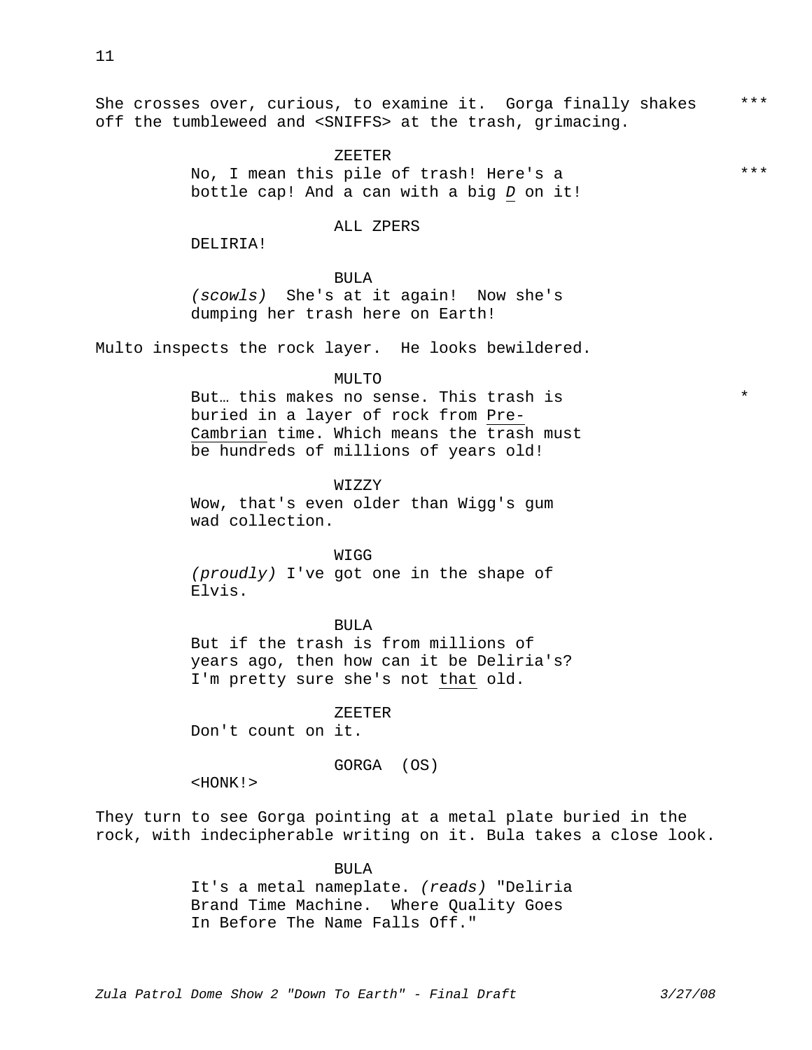She crosses over, curious, to examine it. Gorga finally shakes off the tumbleweed and <SNIFFS> at the trash, grimacing. ***

ZEETER

No, I mean this pile of trash! Here's a bottle cap! And a can with a big *D* on it! ***

ALL ZPERS

DELIRIA!

BULA

*(scowls)* She's at it again! Now she's dumping her trash here on Earth!

Multo inspects the rock layer. He looks bewildered.

MULTO

But… this makes no sense. This trash is buried in a layer of rock from Pre-Cambrian time. Which means the trash must be hundreds of millions of years old! *

WIZZY

Wow, that's even older than Wigg's gum wad collection.

WIGG

*(proudly)* I've got one in the shape of Elvis.

BULA

But if the trash is from millions of years ago, then how can it be Deliria's? I'm pretty sure she's not that old.

ZEETER

Don't count on it.

GORGA (OS)

<HONK!>

They turn to see Gorga pointing at a metal plate buried in the rock, with indecipherable writing on it. Bula takes a close look.

BULA

It's a metal nameplate. *(reads)* "Deliria Brand Time Machine. Where Quality Goes In Before The Name Falls Off."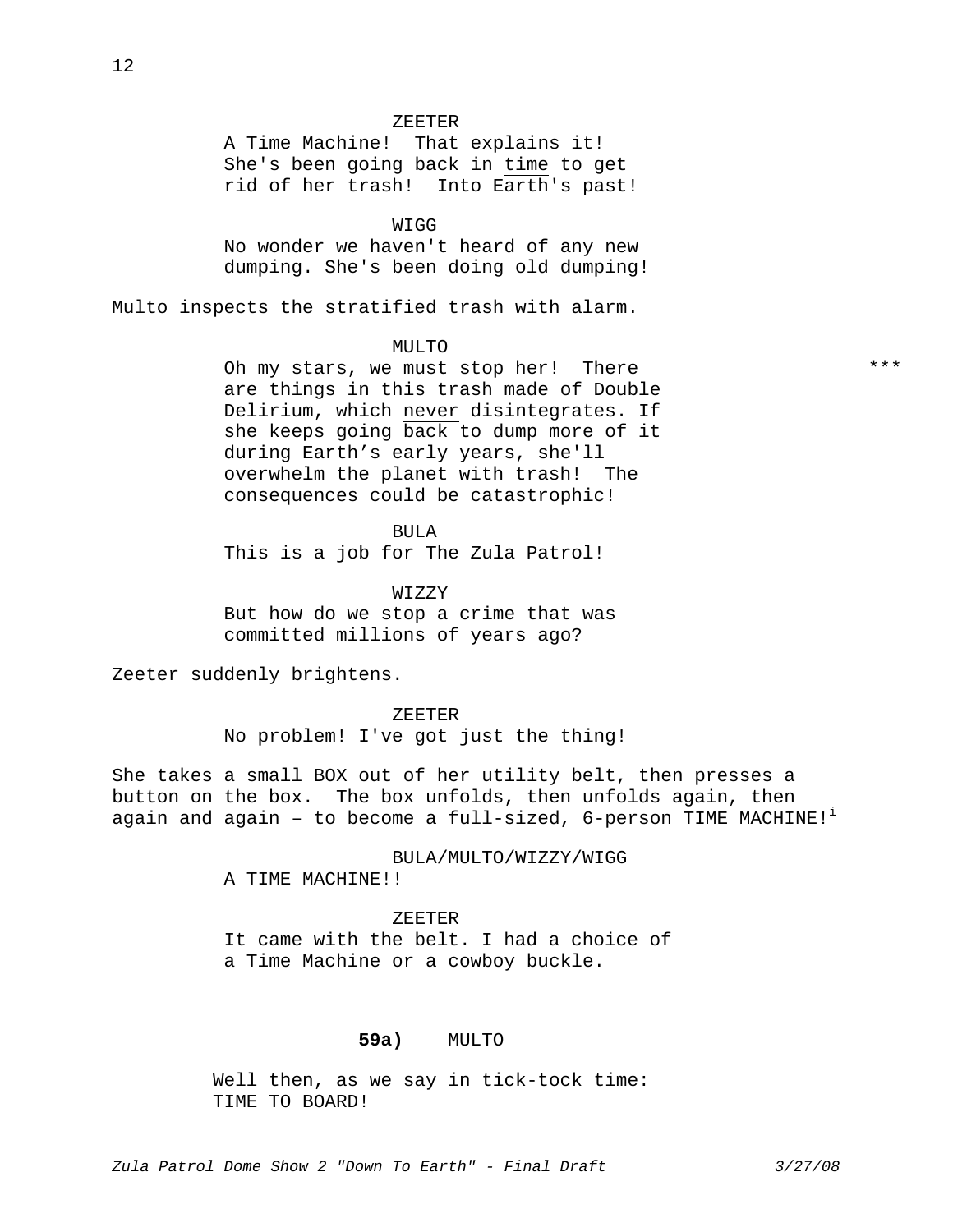ZEETER

A Time Machine!  That explains it! She's been going back in time to get rid of her trash!  Into Earth's past!

WIGG

No wonder we haven't heard of any new dumping. She's been doing old dumping!

Multo inspects the stratified trash with alarm.

MULTO

Oh my stars, we must stop her!  There are things in this trash made of Double Delirium, which never disintegrates. If she keeps going back to dump more of it during Earth's early years, she'll overwhelm the planet with trash!  The consequences could be catastrophic! ***

BULA

This is a job for The Zula Patrol!

WIZZY

But how do we stop a crime that was committed millions of years ago?

Zeeter suddenly brightens.

ZEETER

No problem! I've got just the thing!

She takes a small BOX out of her utility belt, then presses a button on the box.  The box unfolds, then unfolds again, then again and again – to become a full-sized, 6-person TIME MACHINE![i]

BULA/MULTO/WIZZY/WIGG

A TIME MACHINE!!

ZEETER

It came with the belt. I had a choice of a Time Machine or a cowboy buckle.

**59a)** MULTO

Well then, as we say in tick-tock time: TIME TO BOARD!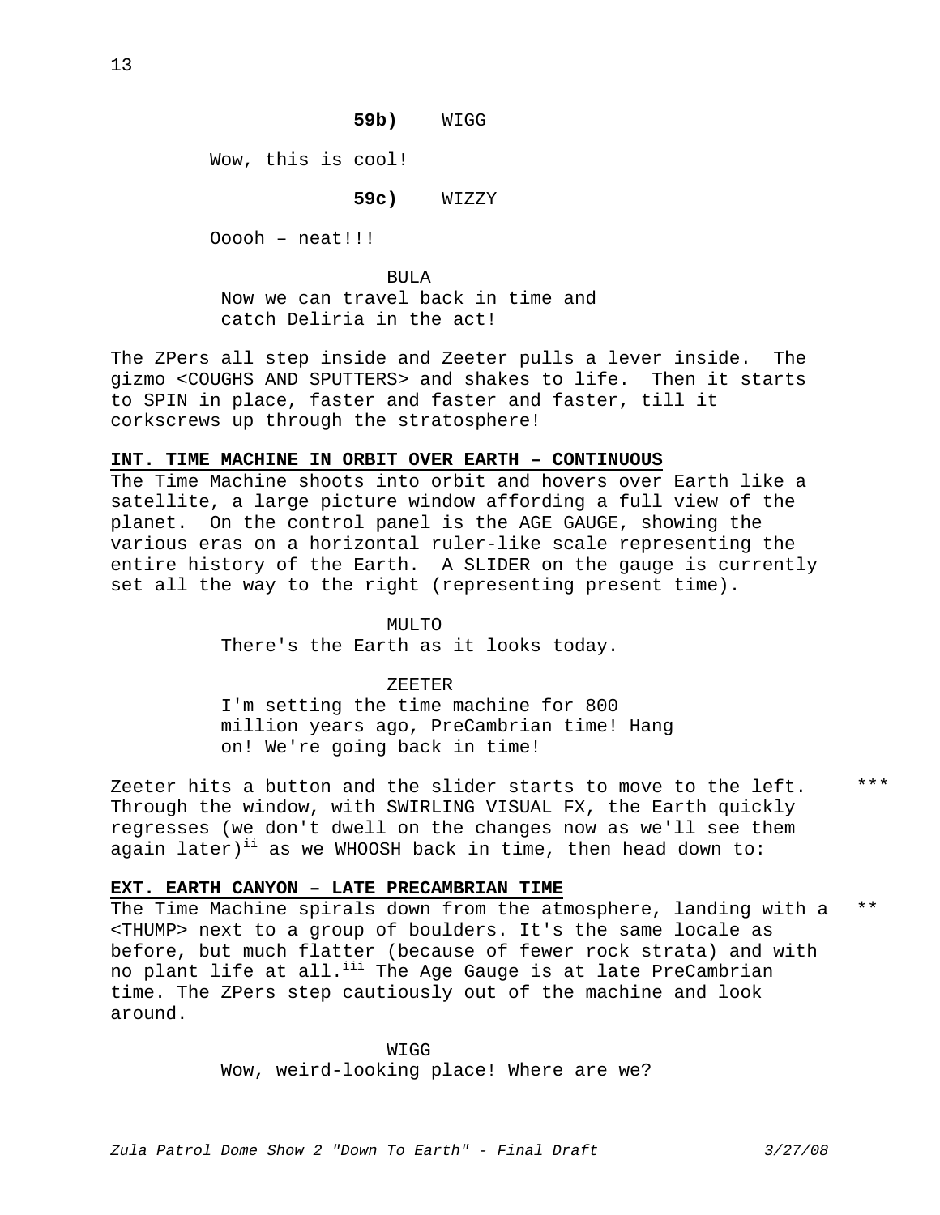**59b)** WIGG

Wow, this is cool!

**59c)** WIZZY

Ooooh – neat!!!

BULA

Now we can travel back in time and catch Deliria in the act!

The ZPers all step inside and Zeeter pulls a lever inside. The gizmo <COUGHS AND SPUTTERS> and shakes to life. Then it starts to SPIN in place, faster and faster and faster, till it corkscrews up through the stratosphere!

**INT. TIME MACHINE IN ORBIT OVER EARTH – CONTINUOUS**

The Time Machine shoots into orbit and hovers over Earth like a satellite, a large picture window affording a full view of the planet. On the control panel is the AGE GAUGE, showing the various eras on a horizontal ruler-like scale representing the entire history of the Earth. A SLIDER on the gauge is currently set all the way to the right (representing present time).

MULTO

There's the Earth as it looks today.

ZEETER

I'm setting the time machine for 800 million years ago, PreCambrian time! Hang on! We're going back in time!

Zeeter hits a button and the slider starts to move to the left. Through the window, with SWIRLING VISUAL FX, the Earth quickly regresses (we don't dwell on the changes now as we'll see them again later)[ii] as we WHOOSH back in time, then head down to: ***

**EXT. EARTH CANYON – LATE PRECAMBRIAN TIME**

The Time Machine spirals down from the atmosphere, landing with a <THUMP> next to a group of boulders. It's the same locale as before, but much flatter (because of fewer rock strata) and with no plant life at all.[iii] The Age Gauge is at late PreCambrian time. The ZPers step cautiously out of the machine and look around. **

WIGG

Wow, weird-looking place! Where are we?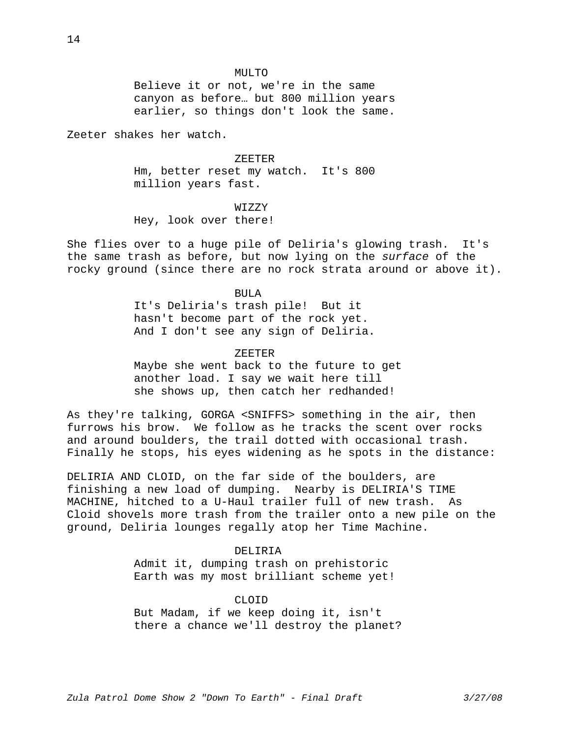MULTO

Believe it or not, we're in the same canyon as before… but 800 million years earlier, so things don't look the same.

Zeeter shakes her watch.

ZEETER

Hm, better reset my watch. It's 800 million years fast.

WIZZY

Hey, look over there!

She flies over to a huge pile of Deliria's glowing trash. It's the same trash as before, but now lying on the *surface* of the rocky ground (since there are no rock strata around or above it).

BULA

It's Deliria's trash pile! But it hasn't become part of the rock yet. And I don't see any sign of Deliria.

ZEETER

Maybe she went back to the future to get another load. I say we wait here till she shows up, then catch her redhanded!

As they're talking, GORGA <SNIFFS> something in the air, then furrows his brow. We follow as he tracks the scent over rocks and around boulders, the trail dotted with occasional trash. Finally he stops, his eyes widening as he spots in the distance:

DELIRIA AND CLOID, on the far side of the boulders, are finishing a new load of dumping. Nearby is DELIRIA'S TIME MACHINE, hitched to a U-Haul trailer full of new trash. As Cloid shovels more trash from the trailer onto a new pile on the ground, Deliria lounges regally atop her Time Machine.

DELIRIA

Admit it, dumping trash on prehistoric Earth was my most brilliant scheme yet!

CLOID

But Madam, if we keep doing it, isn't there a chance we'll destroy the planet?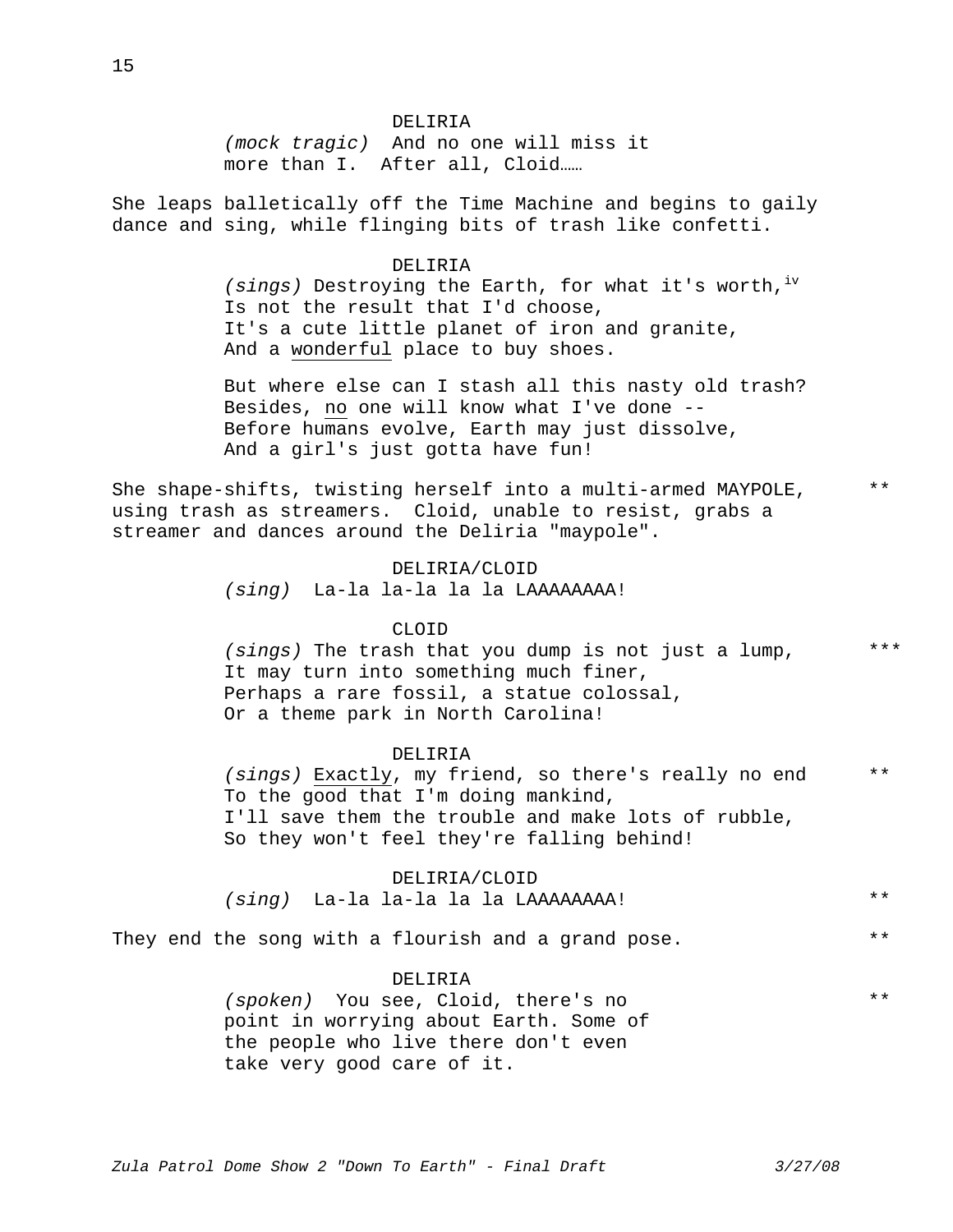DELIRIA

*(mock tragic)* And no one will miss it more than I. After all, Cloid……

She leaps balletically off the Time Machine and begins to gaily dance and sing, while flinging bits of trash like confetti.

DELIRIA

*(sings)* Destroying the Earth, for what it's worth,[iv]
Is not the result that I'd choose,
It's a cute little planet of iron and granite,
And a <u>wonderful</u> place to buy shoes.

But where else can I stash all this nasty old trash?
Besides, <u>no</u> one will know what I've done --
Before humans evolve, Earth may just dissolve,
And a girl's just gotta have fun!

She shape-shifts, twisting herself into a multi-armed MAYPOLE, using trash as streamers. Cloid, unable to resist, grabs a streamer and dances around the Deliria "maypole". **

DELIRIA/CLOID

*(sing)* La-la la-la la la LAAAAAAAA!

CLOID

*(sings)* The trash that you dump is not just a lump, ***
It may turn into something much finer,
Perhaps a rare fossil, a statue colossal,
Or a theme park in North Carolina!

DELIRIA

*(sings)* <u>Exactly</u>, my friend, so there's really no end **
To the good that I'm doing mankind,
I'll save them the trouble and make lots of rubble,
So they won't feel they're falling behind!

DELIRIA/CLOID

*(sing)* La-la la-la la la LAAAAAAAA! **

They end the song with a flourish and a grand pose. **

DELIRIA

*(spoken)* You see, Cloid, there's no point in worrying about Earth. Some of the people who live there don't even take very good care of it. **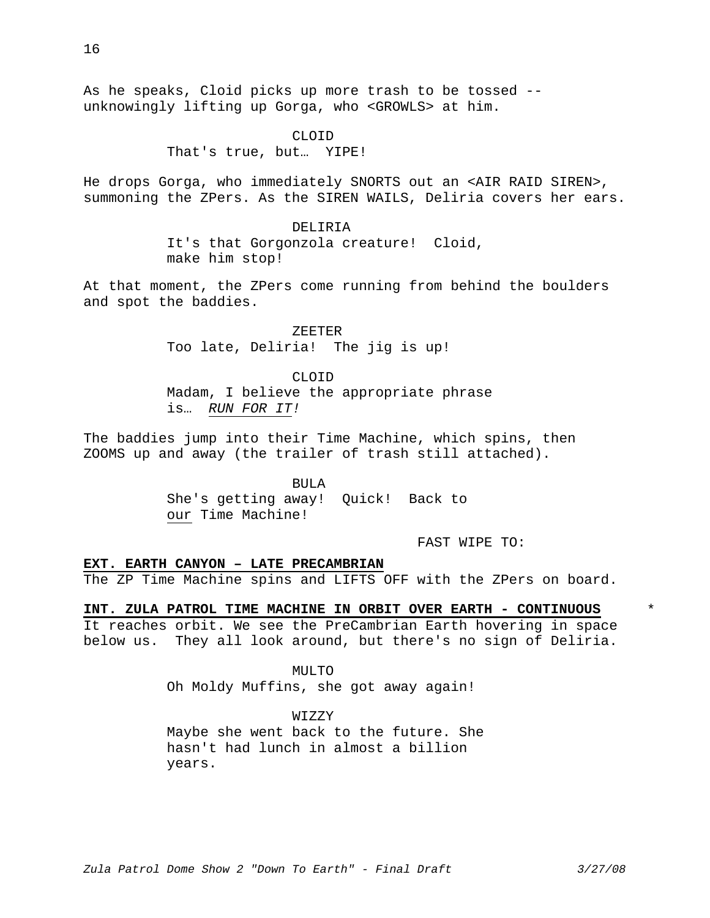As he speaks, Cloid picks up more trash to be tossed -- unknowingly lifting up Gorga, who <GROWLS> at him.

CLOID
That's true, but… YIPE!

He drops Gorga, who immediately SNORTS out an <AIR RAID SIREN>, summoning the ZPers. As the SIREN WAILS, Deliria covers her ears.

DELIRIA
It's that Gorgonzola creature! Cloid, make him stop!

At that moment, the ZPers come running from behind the boulders and spot the baddies.

ZEETER
Too late, Deliria! The jig is up!

CLOID
Madam, I believe the appropriate phrase is… *RUN FOR IT!*

The baddies jump into their Time Machine, which spins, then ZOOMS up and away (the trailer of trash still attached).

BULA
She's getting away! Quick! Back to our Time Machine!

FAST WIPE TO:

**EXT. EARTH CANYON – LATE PRECAMBRIAN**

The ZP Time Machine spins and LIFTS OFF with the ZPers on board.

**INT. ZULA PATROL TIME MACHINE IN ORBIT OVER EARTH - CONTINUOUS** *

It reaches orbit. We see the PreCambrian Earth hovering in space below us. They all look around, but there's no sign of Deliria.

MULTO
Oh Moldy Muffins, she got away again!

WIZZY
Maybe she went back to the future. She hasn't had lunch in almost a billion years.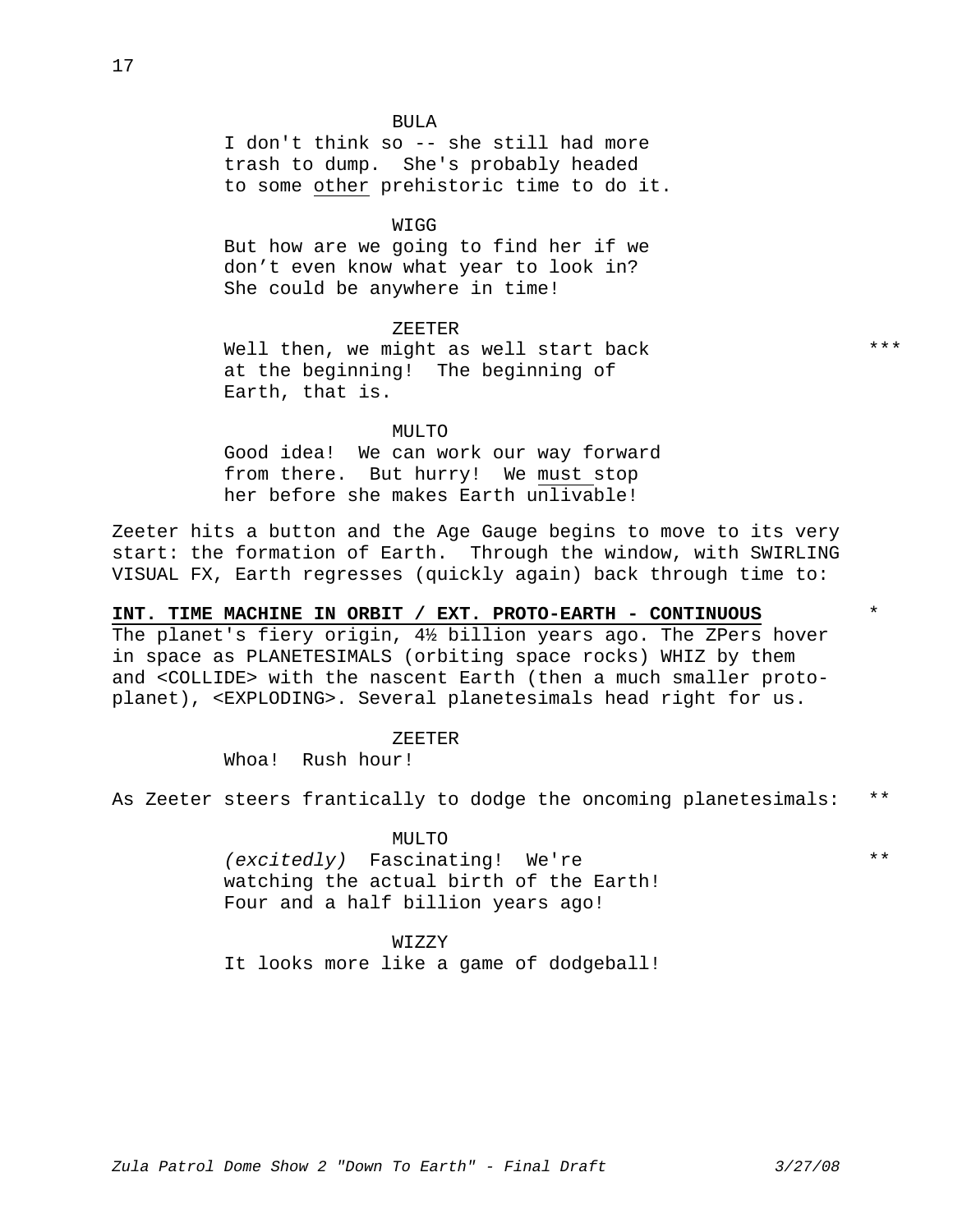BULA

I don't think so -- she still had more trash to dump. She's probably headed to some other prehistoric time to do it.

WIGG

But how are we going to find her if we don't even know what year to look in? She could be anywhere in time!

ZEETER

Well then, we might as well start back at the beginning! The beginning of Earth, that is. ***

MULTO

Good idea! We can work our way forward from there. But hurry! We must stop her before she makes Earth unlivable!

Zeeter hits a button and the Age Gauge begins to move to its very start: the formation of Earth. Through the window, with SWIRLING VISUAL FX, Earth regresses (quickly again) back through time to:

**INT. TIME MACHINE IN ORBIT / EXT. PROTO-EARTH - CONTINUOUS** *

The planet's fiery origin, 4½ billion years ago. The ZPers hover in space as PLANETESIMALS (orbiting space rocks) WHIZ by them and <COLLIDE> with the nascent Earth (then a much smaller proto-planet), <EXPLODING>. Several planetesimals head right for us.

ZEETER

Whoa! Rush hour!

As Zeeter steers frantically to dodge the oncoming planetesimals: **

MULTO

*(excitedly)* Fascinating! We're watching the actual birth of the Earth! Four and a half billion years ago! **

WIZZY

It looks more like a game of dodgeball!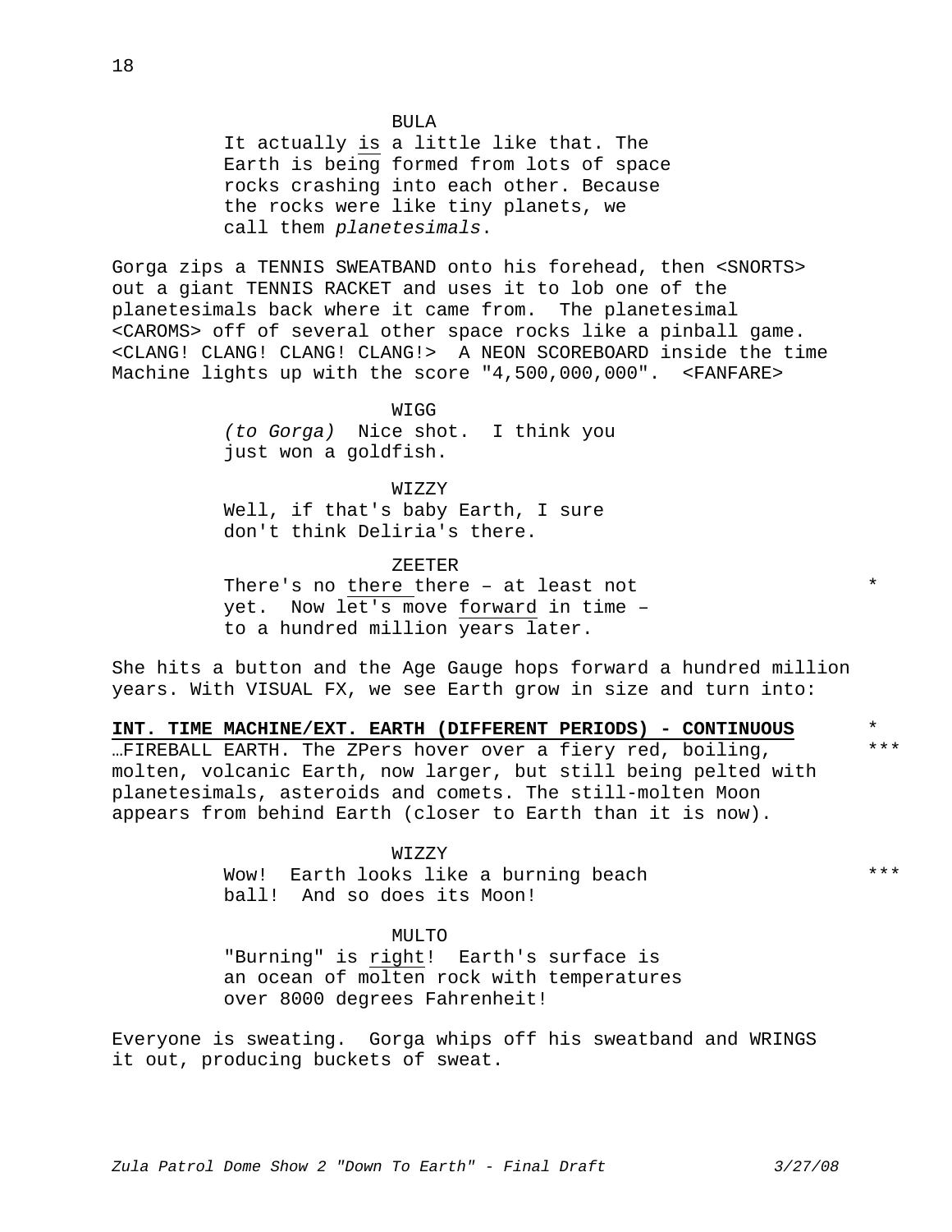BULA

It actually is a little like that. The Earth is being formed from lots of space rocks crashing into each other. Because the rocks were like tiny planets, we call them *planetesimals*.

Gorga zips a TENNIS SWEATBAND onto his forehead, then <SNORTS> out a giant TENNIS RACKET and uses it to lob one of the planetesimals back where it came from. The planetesimal <CAROMS> off of several other space rocks like a pinball game. <CLANG! CLANG! CLANG! CLANG!> A NEON SCOREBOARD inside the time Machine lights up with the score "4,500,000,000". <FANFARE>

WIGG

*(to Gorga)* Nice shot. I think you just won a goldfish.

WIZZY

Well, if that's baby Earth, I sure don't think Deliria's there.

ZEETER

There's no there there – at least not yet. Now let's move forward in time – to a hundred million years later. *

She hits a button and the Age Gauge hops forward a hundred million years. With VISUAL FX, we see Earth grow in size and turn into:

**INT. TIME MACHINE/EXT. EARTH (DIFFERENT PERIODS) - CONTINUOUS** *

…FIREBALL EARTH. The ZPers hover over a fiery red, boiling, molten, volcanic Earth, now larger, but still being pelted with planetesimals, asteroids and comets. The still-molten Moon appears from behind Earth (closer to Earth than it is now). ***

WIZZY

Wow! Earth looks like a burning beach ball! And so does its Moon! ***

MULTO

"Burning" is right! Earth's surface is an ocean of molten rock with temperatures over 8000 degrees Fahrenheit!

Everyone is sweating. Gorga whips off his sweatband and WRINGS it out, producing buckets of sweat.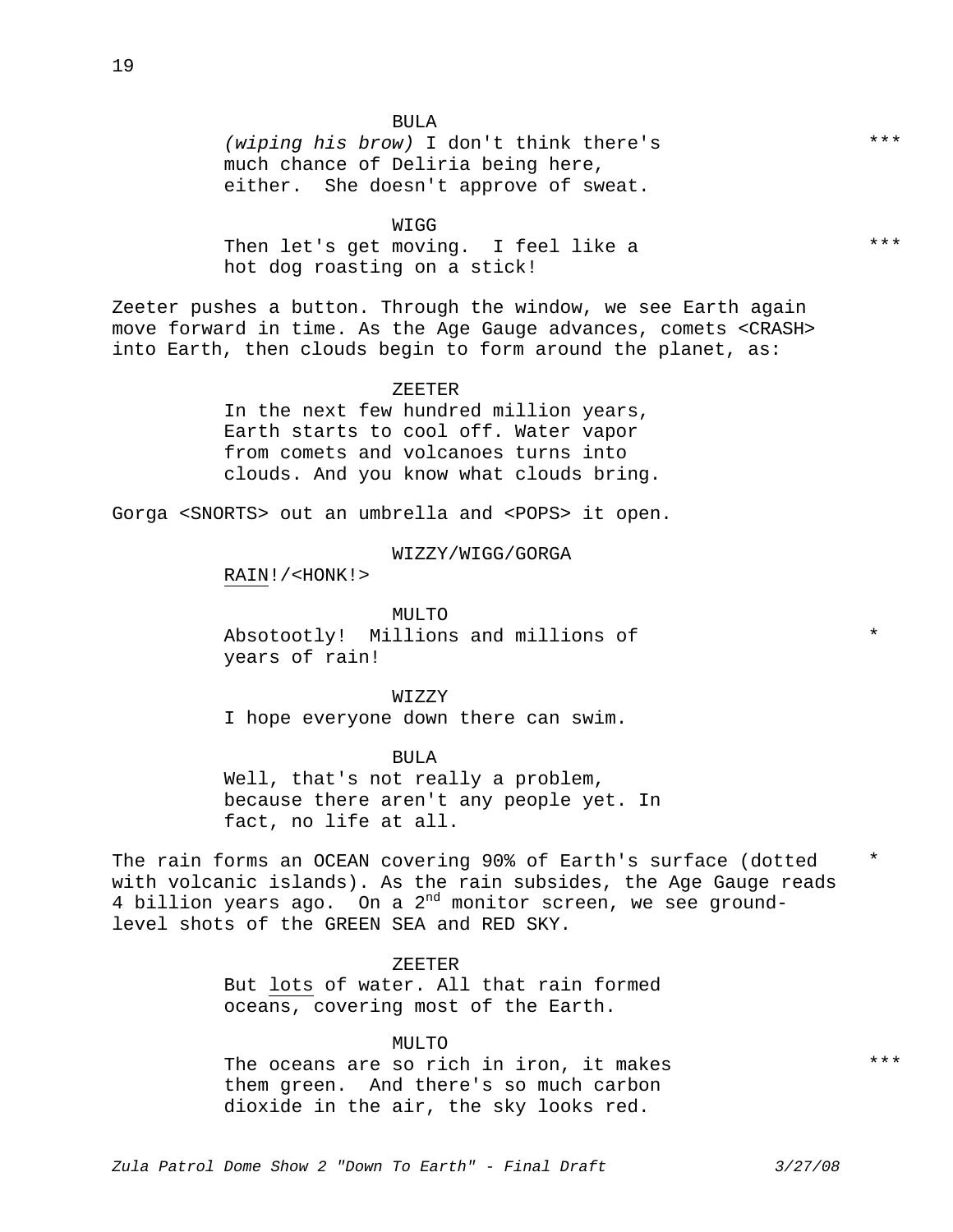BULA

*(wiping his brow)* I don't think there's much chance of Deliria being here, either. She doesn't approve of sweat. ***

WIGG

Then let's get moving. I feel like a hot dog roasting on a stick! ***

Zeeter pushes a button. Through the window, we see Earth again move forward in time. As the Age Gauge advances, comets <CRASH> into Earth, then clouds begin to form around the planet, as:

ZEETER

In the next few hundred million years, Earth starts to cool off. Water vapor from comets and volcanoes turns into clouds. And you know what clouds bring.

Gorga <SNORTS> out an umbrella and <POPS> it open.

WIZZY/WIGG/GORGA

<u>RAIN</u>!/<HONK!>

MULTO

Absotootly! Millions and millions of years of rain! *

WIZZY

I hope everyone down there can swim.

BULA

Well, that's not really a problem, because there aren't any people yet. In fact, no life at all.

The rain forms an OCEAN covering 90% of Earth's surface (dotted with volcanic islands). As the rain subsides, the Age Gauge reads 4 billion years ago. On a 2nd monitor screen, we see ground-level shots of the GREEN SEA and RED SKY. *

ZEETER

But <u>lots</u> of water. All that rain formed oceans, covering most of the Earth.

MULTO

The oceans are so rich in iron, it makes them green. And there's so much carbon dioxide in the air, the sky looks red. ***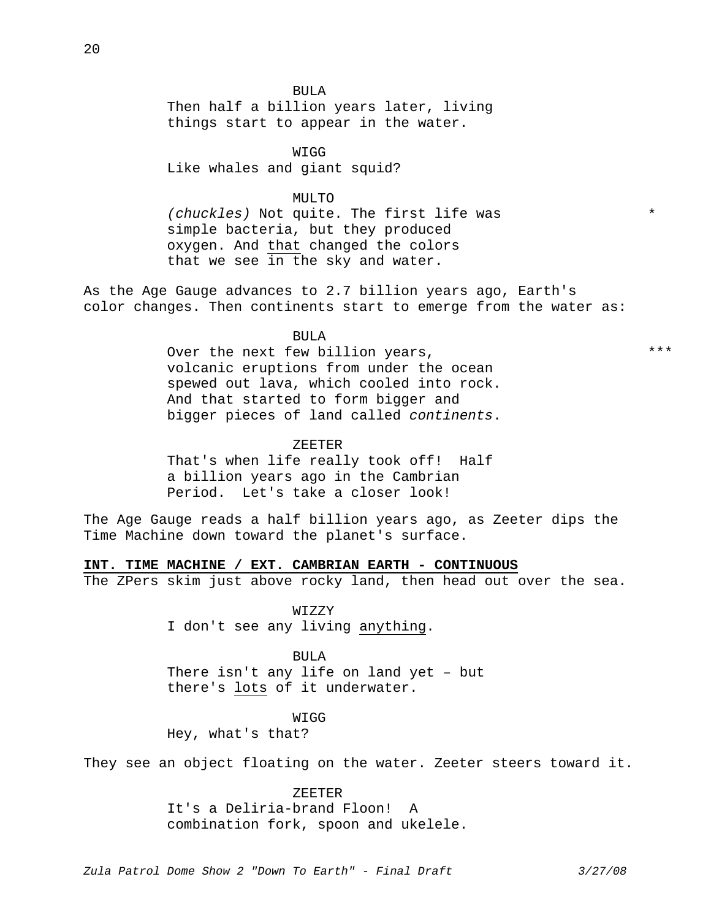BULA

Then half a billion years later, living things start to appear in the water.

WIGG

Like whales and giant squid?

MULTO

*(chuckles)* Not quite. The first life was simple bacteria, but they produced oxygen. And <u>that</u> changed the colors that we see in the sky and water. *

As the Age Gauge advances to 2.7 billion years ago, Earth's color changes. Then continents start to emerge from the water as:

BULA

Over the next few billion years, volcanic eruptions from under the ocean spewed out lava, which cooled into rock. And that started to form bigger and bigger pieces of land called *continents*. ***

ZEETER

That's when life really took off! Half a billion years ago in the Cambrian Period. Let's take a closer look!

The Age Gauge reads a half billion years ago, as Zeeter dips the Time Machine down toward the planet's surface.

**INT. TIME MACHINE / EXT. CAMBRIAN EARTH - CONTINUOUS**

The ZPers skim just above rocky land, then head out over the sea.

WIZZY

I don't see any living <u>anything</u>.

BULA

There isn't any life on land yet – but there's <u>lots</u> of it underwater.

WIGG

Hey, what's that?

They see an object floating on the water. Zeeter steers toward it.

ZEETER

It's a Deliria-brand Floon! A combination fork, spoon and ukelele.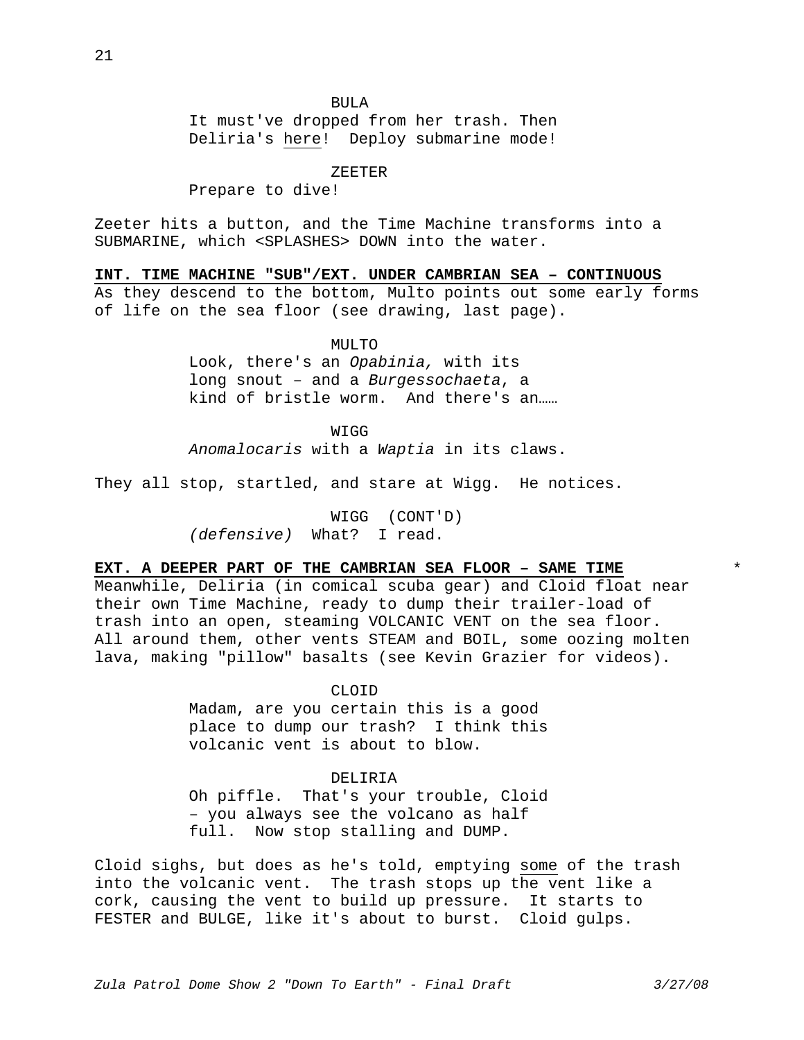BULA

It must've dropped from her trash. Then Deliria's <u>here</u>! Deploy submarine mode!

ZEETER

Prepare to dive!

Zeeter hits a button, and the Time Machine transforms into a SUBMARINE, which <SPLASHES> DOWN into the water.

**<u>INT. TIME MACHINE "SUB"/EXT. UNDER CAMBRIAN SEA – CONTINUOUS</u>**

As they descend to the bottom, Multo points out some early forms of life on the sea floor (see drawing, last page).

MULTO

Look, there's an *Opabinia,* with its long snout – and a *Burgessochaeta*, a kind of bristle worm. And there's an……

WIGG

*Anomalocaris* with a *Waptia* in its claws.

They all stop, startled, and stare at Wigg. He notices.

WIGG (CONT'D)

*(defensive)* What? I read.

**<u>EXT. A DEEPER PART OF THE CAMBRIAN SEA FLOOR – SAME TIME</u>** *

Meanwhile, Deliria (in comical scuba gear) and Cloid float near their own Time Machine, ready to dump their trailer-load of trash into an open, steaming VOLCANIC VENT on the sea floor. All around them, other vents STEAM and BOIL, some oozing molten lava, making "pillow" basalts (see Kevin Grazier for videos).

CLOID

Madam, are you certain this is a good place to dump our trash? I think this volcanic vent is about to blow.

DELIRIA

Oh piffle. That's your trouble, Cloid – you always see the volcano as half full. Now stop stalling and DUMP.

Cloid sighs, but does as he's told, emptying <u>some</u> of the trash into the volcanic vent. The trash stops up the vent like a cork, causing the vent to build up pressure. It starts to FESTER and BULGE, like it's about to burst. Cloid gulps.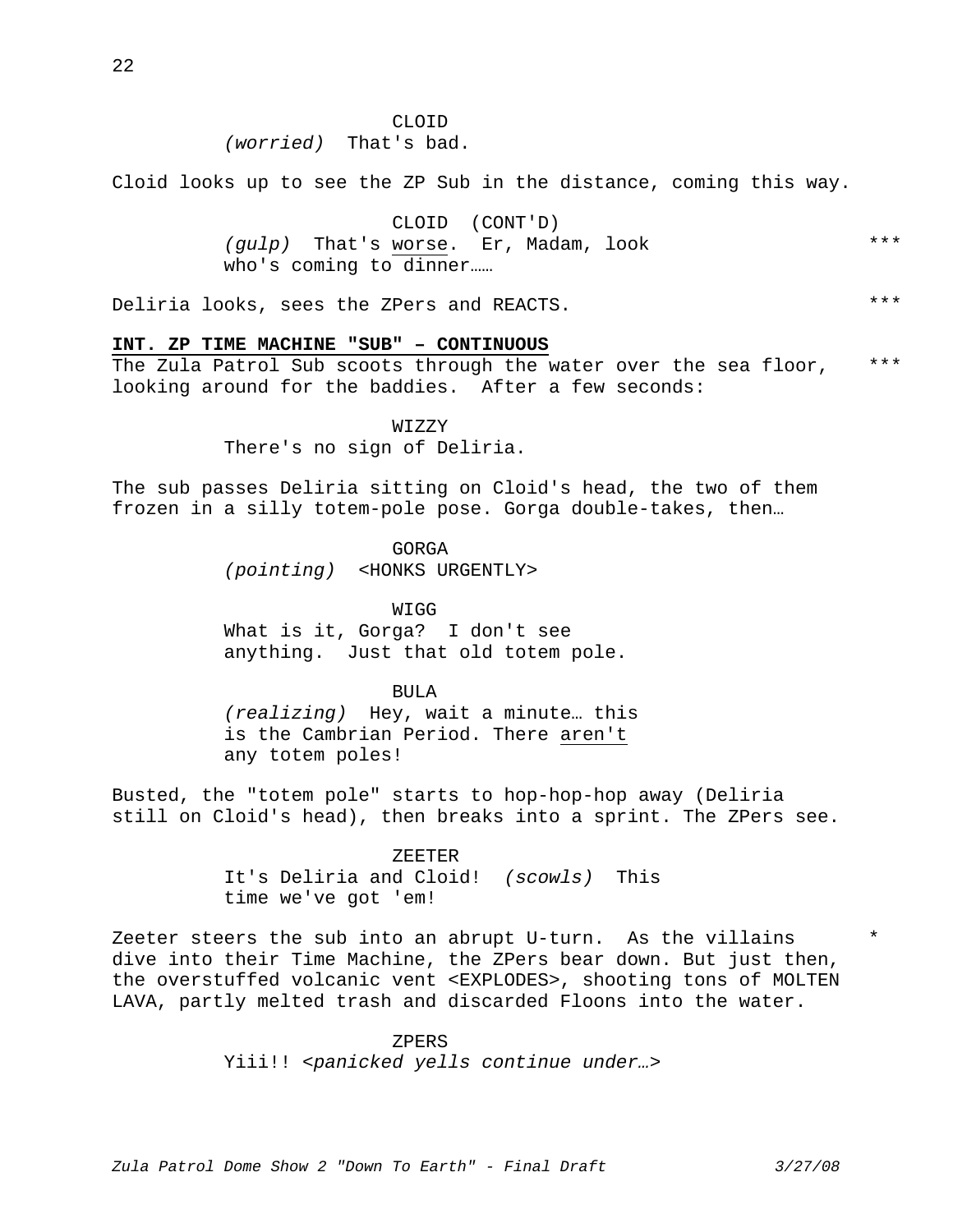CLOID
*(worried)* That's bad.

Cloid looks up to see the ZP Sub in the distance, coming this way.

CLOID (CONT'D)
*(gulp)* That's worse. Er, Madam, look who's coming to dinner…… ***

Deliria looks, sees the ZPers and REACTS. ***

**INT. ZP TIME MACHINE "SUB" – CONTINUOUS**

The Zula Patrol Sub scoots through the water over the sea floor, looking around for the baddies. After a few seconds: ***

WIZZY
There's no sign of Deliria.

The sub passes Deliria sitting on Cloid's head, the two of them frozen in a silly totem-pole pose. Gorga double-takes, then…

GORGA
*(pointing)* <HONKS URGENTLY>

WIGG
What is it, Gorga? I don't see anything. Just that old totem pole.

BULA
*(realizing)* Hey, wait a minute… this is the Cambrian Period. There aren't any totem poles!

Busted, the "totem pole" starts to hop-hop-hop away (Deliria still on Cloid's head), then breaks into a sprint. The ZPers see.

ZEETER
It's Deliria and Cloid! *(scowls)* This time we've got 'em!

Zeeter steers the sub into an abrupt U-turn. As the villains dive into their Time Machine, the ZPers bear down. But just then, the overstuffed volcanic vent <EXPLODES>, shooting tons of MOLTEN LAVA, partly melted trash and discarded Floons into the water. *

ZPERS
Yiii!! <*panicked yells continue under…*>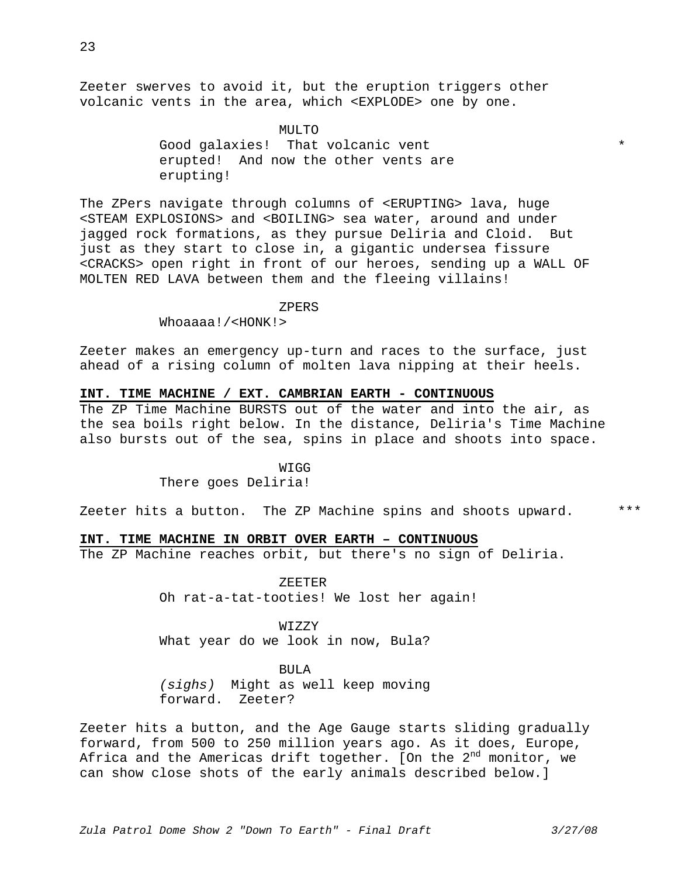Zeeter swerves to avoid it, but the eruption triggers other volcanic vents in the area, which <EXPLODE> one by one.

MULTO

Good galaxies! That volcanic vent erupted! And now the other vents are erupting! *

The ZPers navigate through columns of <ERUPTING> lava, huge <STEAM EXPLOSIONS> and <BOILING> sea water, around and under jagged rock formations, as they pursue Deliria and Cloid. But just as they start to close in, a gigantic undersea fissure <CRACKS> open right in front of our heroes, sending up a WALL OF MOLTEN RED LAVA between them and the fleeing villains!

ZPERS

Whoaaaa!/<HONK!>

Zeeter makes an emergency up-turn and races to the surface, just ahead of a rising column of molten lava nipping at their heels.

**INT. TIME MACHINE / EXT. CAMBRIAN EARTH - CONTINUOUS**

The ZP Time Machine BURSTS out of the water and into the air, as the sea boils right below. In the distance, Deliria's Time Machine also bursts out of the sea, spins in place and shoots into space.

WIGG

There goes Deliria!

Zeeter hits a button. The ZP Machine spins and shoots upward. ***

**INT. TIME MACHINE IN ORBIT OVER EARTH – CONTINUOUS**

The ZP Machine reaches orbit, but there's no sign of Deliria.

ZEETER

Oh rat-a-tat-tooties! We lost her again!

WIZZY

What year do we look in now, Bula?

BULA

*(sighs)* Might as well keep moving forward. Zeeter?

Zeeter hits a button, and the Age Gauge starts sliding gradually forward, from 500 to 250 million years ago. As it does, Europe, Africa and the Americas drift together. [On the 2nd monitor, we can show close shots of the early animals described below.]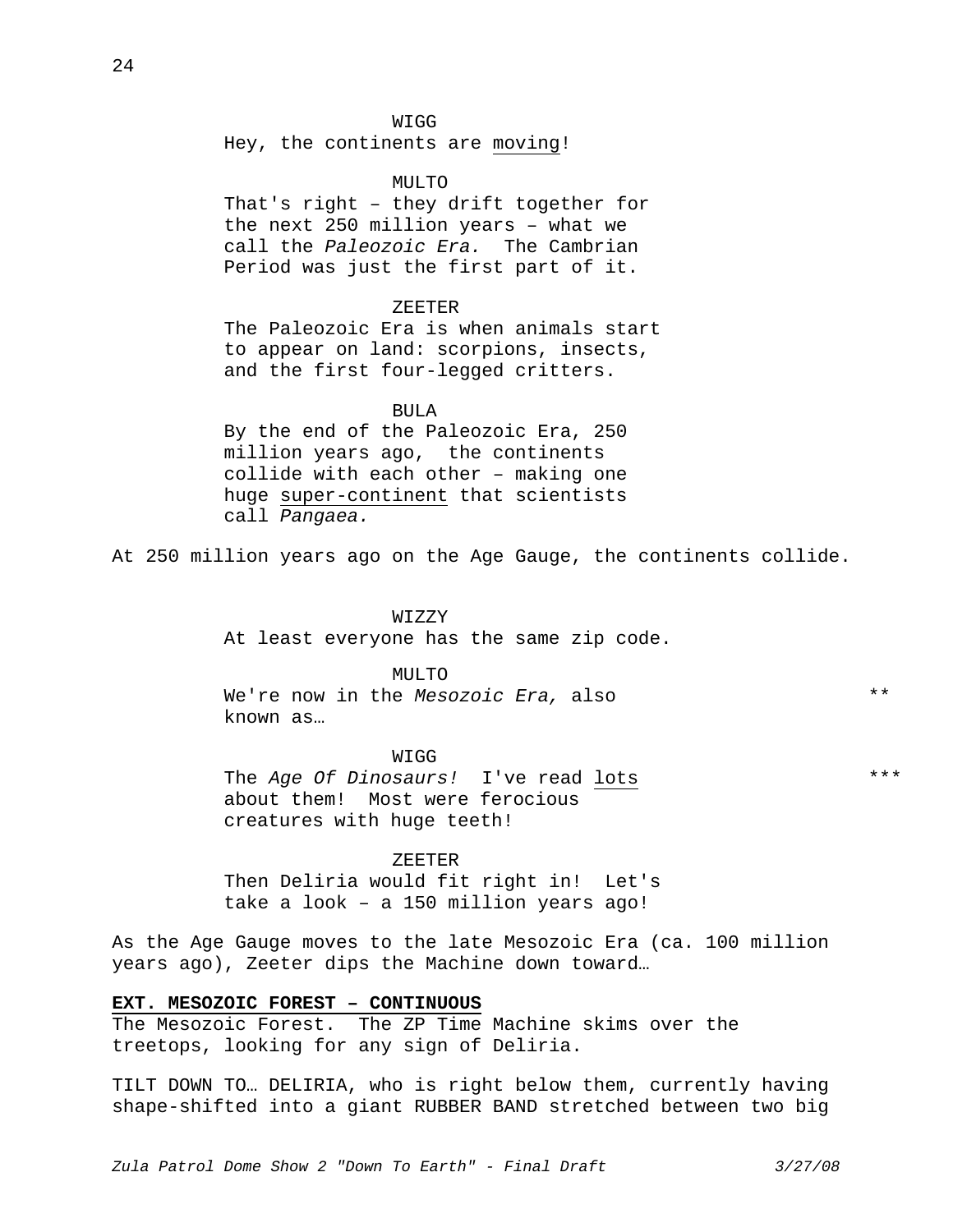WIGG

Hey, the continents are <u>moving</u>!

MULTO

That's right – they drift together for the next 250 million years – what we call the *Paleozoic Era.* The Cambrian Period was just the first part of it.

ZEETER

The Paleozoic Era is when animals start to appear on land: scorpions, insects, and the first four-legged critters.

BULA

By the end of the Paleozoic Era, 250 million years ago, the continents collide with each other – making one huge <u>super-continent</u> that scientists call *Pangaea.*

At 250 million years ago on the Age Gauge, the continents collide.

WIZZY

At least everyone has the same zip code.

MULTO

We're now in the *Mesozoic Era,* also known as… **

WIGG

The *Age Of Dinosaurs!* I've read <u>lots</u> about them! Most were ferocious creatures with huge teeth! ***

ZEETER

Then Deliria would fit right in! Let's take a look – a 150 million years ago!

As the Age Gauge moves to the late Mesozoic Era (ca. 100 million years ago), Zeeter dips the Machine down toward…

**<u>EXT. MESOZOIC FOREST – CONTINUOUS</u>**

The Mesozoic Forest. The ZP Time Machine skims over the treetops, looking for any sign of Deliria.

TILT DOWN TO… DELIRIA, who is right below them, currently having shape-shifted into a giant RUBBER BAND stretched between two big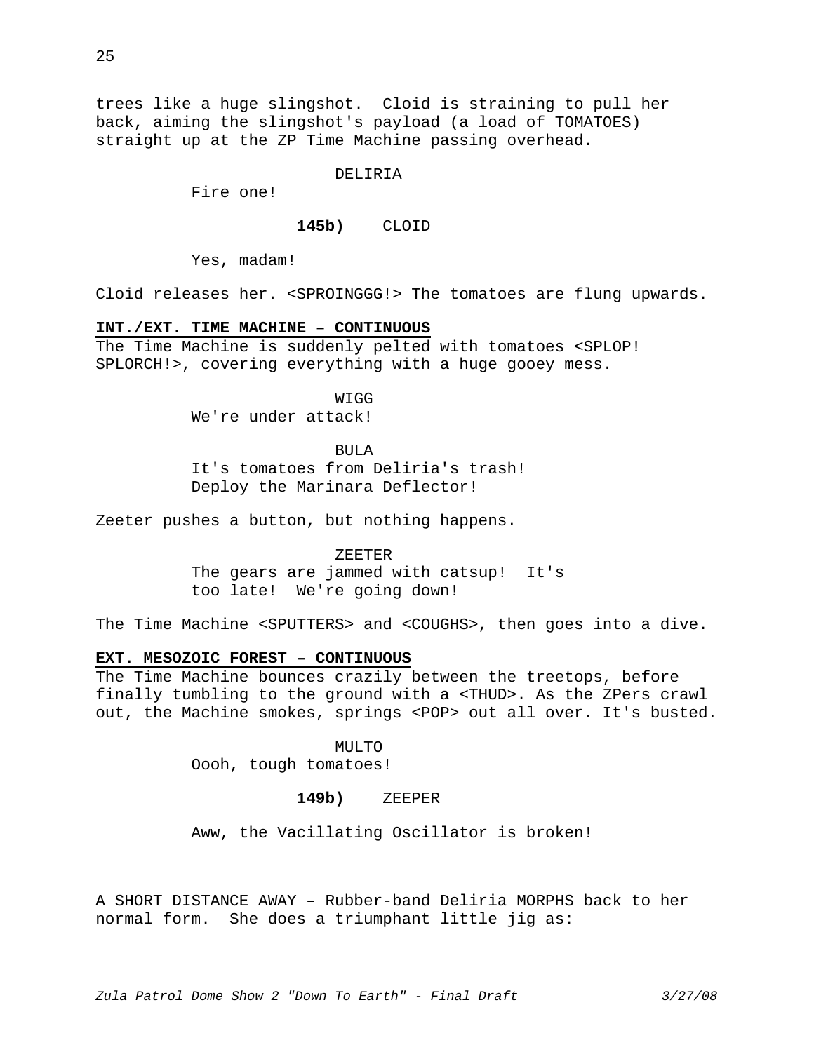trees like a huge slingshot. Cloid is straining to pull her back, aiming the slingshot's payload (a load of TOMATOES) straight up at the ZP Time Machine passing overhead.

DELIRIA

Fire one!

**145b)** CLOID

Yes, madam!

Cloid releases her. <SPROINGGG!> The tomatoes are flung upwards.

**INT./EXT. TIME MACHINE – CONTINUOUS**

The Time Machine is suddenly pelted with tomatoes <SPLOP! SPLORCH!>, covering everything with a huge gooey mess.

WIGG

We're under attack!

BULA

It's tomatoes from Deliria's trash! Deploy the Marinara Deflector!

Zeeter pushes a button, but nothing happens.

ZEETER

The gears are jammed with catsup! It's too late! We're going down!

The Time Machine <SPUTTERS> and <COUGHS>, then goes into a dive.

**EXT. MESOZOIC FOREST – CONTINUOUS**

The Time Machine bounces crazily between the treetops, before finally tumbling to the ground with a <THUD>. As the ZPers crawl out, the Machine smokes, springs <POP> out all over. It's busted.

MULTO

Oooh, tough tomatoes!

**149b)** ZEEPER

Aww, the Vacillating Oscillator is broken!

A SHORT DISTANCE AWAY – Rubber-band Deliria MORPHS back to her normal form. She does a triumphant little jig as: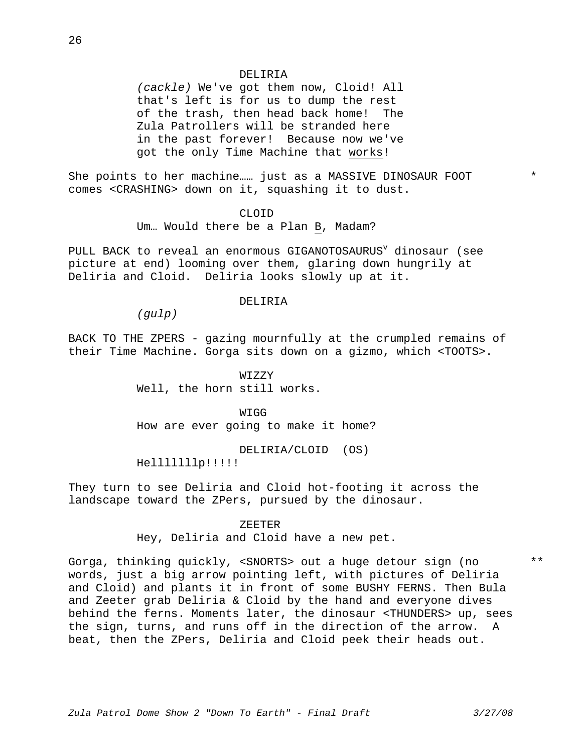DELIRIA

*(cackle)* We've got them now, Cloid! All that's left is for us to dump the rest of the trash, then head back home! The Zula Patrollers will be stranded here in the past forever! Because now we've got the only Time Machine that <u>works</u>!

She points to her machine…… just as a MASSIVE DINOSAUR FOOT comes <CRASHING> down on it, squashing it to dust. *

CLOID

Um… Would there be a Plan <u>B</u>, Madam?

PULL BACK to reveal an enormous GIGANOTOSAURUS[v] dinosaur (see picture at end) looming over them, glaring down hungrily at Deliria and Cloid. Deliria looks slowly up at it.

DELIRIA

*(gulp)*

BACK TO THE ZPERS - gazing mournfully at the crumpled remains of their Time Machine. Gorga sits down on a gizmo, which <TOOTS>.

WIZZY

Well, the horn still works.

WIGG

How are ever going to make it home?

DELIRIA/CLOID (OS)

Hellllllllp!!!!!

They turn to see Deliria and Cloid hot-footing it across the landscape toward the ZPers, pursued by the dinosaur.

ZEETER

Hey, Deliria and Cloid have a new pet.

Gorga, thinking quickly, <SNORTS> out a huge detour sign (no words, just a big arrow pointing left, with pictures of Deliria and Cloid) and plants it in front of some BUSHY FERNS. Then Bula and Zeeter grab Deliria & Cloid by the hand and everyone dives behind the ferns. Moments later, the dinosaur <THUNDERS> up, sees the sign, turns, and runs off in the direction of the arrow. A beat, then the ZPers, Deliria and Cloid peek their heads out. **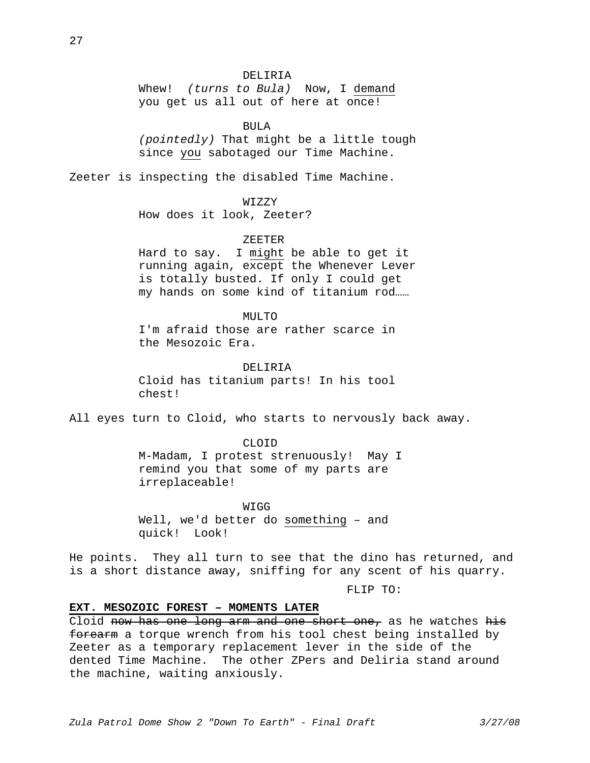DELIRIA
Whew! *(turns to Bula)* Now, I <u>demand</u> you get us all out of here at once!

BULA
*(pointedly)* That might be a little tough since <u>you</u> sabotaged our Time Machine.

Zeeter is inspecting the disabled Time Machine.

WIZZY
How does it look, Zeeter?

ZEETER
Hard to say. I <u>might</u> be able to get it running again, except the Whenever Lever is totally busted. If only I could get my hands on some kind of titanium rod……

MULTO
I'm afraid those are rather scarce in the Mesozoic Era.

DELIRIA
Cloid has titanium parts! In his tool chest!

All eyes turn to Cloid, who starts to nervously back away.

CLOID
M-Madam, I protest strenuously! May I remind you that some of my parts are irreplaceable!

WIGG
Well, we'd better do <u>something</u> – and quick! Look!

He points. They all turn to see that the dino has returned, and is a short distance away, sniffing for any scent of his quarry.

FLIP TO:

**<u>EXT. MESOZOIC FOREST – MOMENTS LATER</u>**

Cloid ~~now has one long arm and one short one,~~ as he watches ~~his forearm~~ a torque wrench from his tool chest being installed by Zeeter as a temporary replacement lever in the side of the dented Time Machine. The other ZPers and Deliria stand around the machine, waiting anxiously.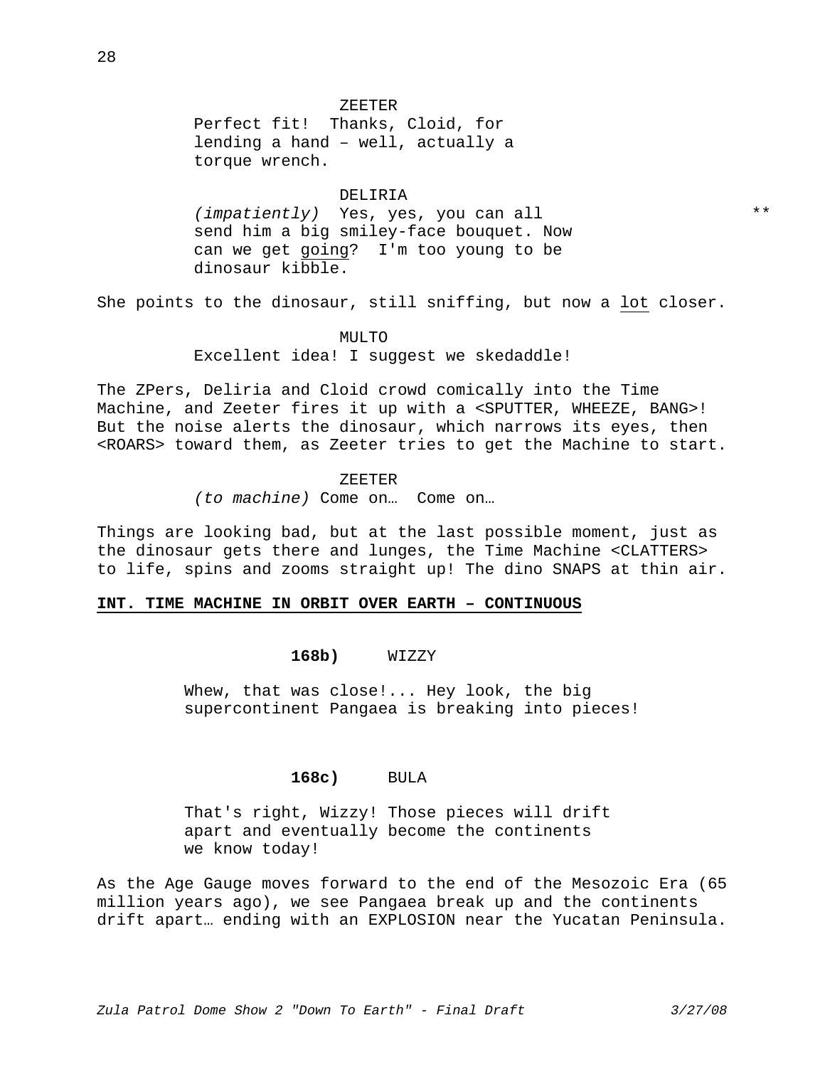ZEETER

Perfect fit! Thanks, Cloid, for lending a hand – well, actually a torque wrench.

DELIRIA

*(impatiently)* Yes, yes, you can all send him a big smiley-face bouquet. Now can we get going? I'm too young to be dinosaur kibble. **

She points to the dinosaur, still sniffing, but now a lot closer.

MULTO

Excellent idea! I suggest we skedaddle!

The ZPers, Deliria and Cloid crowd comically into the Time Machine, and Zeeter fires it up with a <SPUTTER, WHEEZE, BANG>! But the noise alerts the dinosaur, which narrows its eyes, then <ROARS> toward them, as Zeeter tries to get the Machine to start.

ZEETER

*(to machine)* Come on… Come on…

Things are looking bad, but at the last possible moment, just as the dinosaur gets there and lunges, the Time Machine <CLATTERS> to life, spins and zooms straight up! The dino SNAPS at thin air.

**INT. TIME MACHINE IN ORBIT OVER EARTH – CONTINUOUS**

**168b)** WIZZY

Whew, that was close!... Hey look, the big supercontinent Pangaea is breaking into pieces!

**168c)** BULA

That's right, Wizzy! Those pieces will drift apart and eventually become the continents we know today!

As the Age Gauge moves forward to the end of the Mesozoic Era (65 million years ago), we see Pangaea break up and the continents drift apart… ending with an EXPLOSION near the Yucatan Peninsula.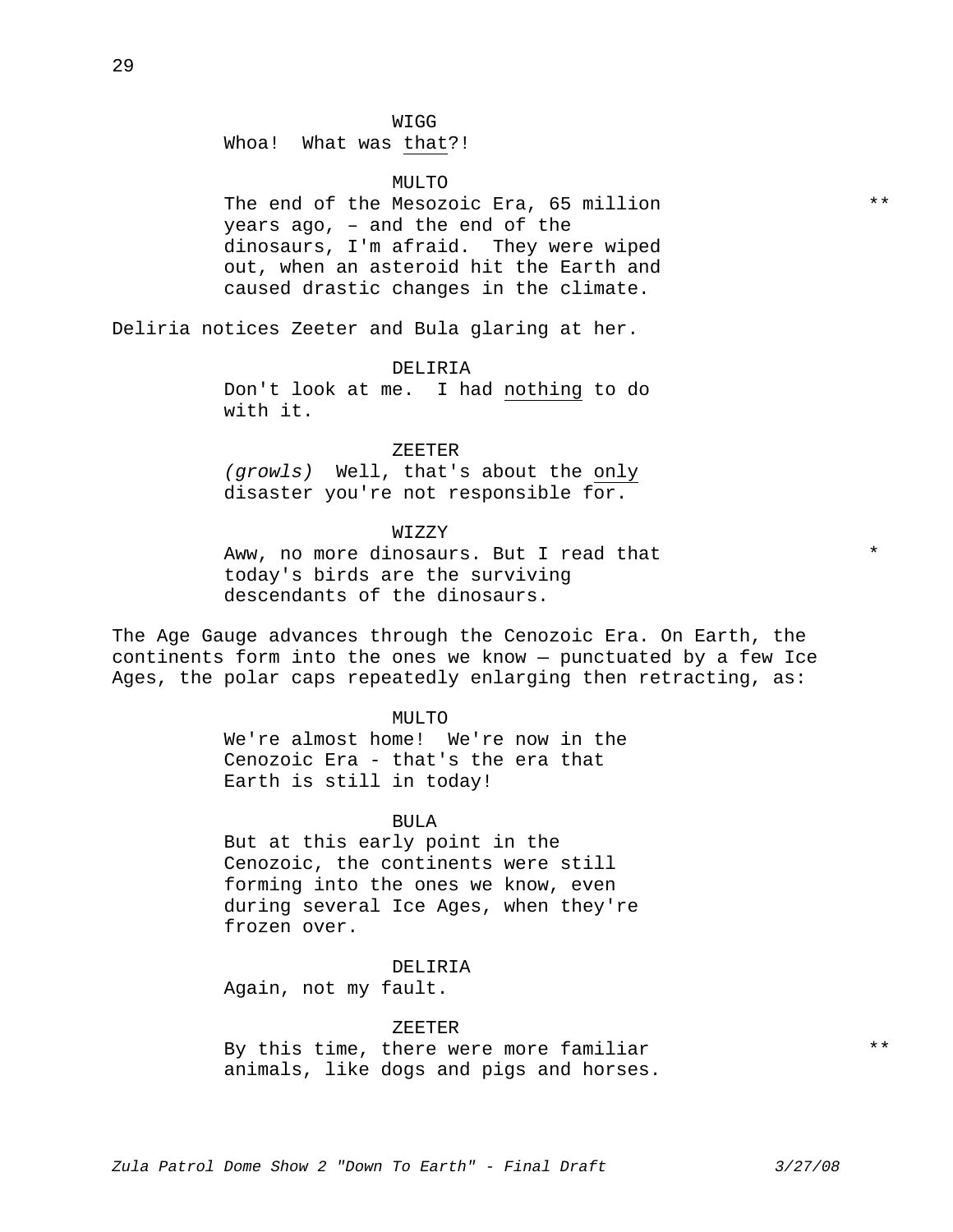WIGG

Whoa! What was <u>that</u>?!

MULTO

The end of the Mesozoic Era, 65 million years ago, – and the end of the dinosaurs, I'm afraid. They were wiped out, when an asteroid hit the Earth and caused drastic changes in the climate. **

Deliria notices Zeeter and Bula glaring at her.

DELIRIA

Don't look at me. I had <u>nothing</u> to do with it.

ZEETER

*(growls)* Well, that's about the <u>only</u> disaster you're not responsible for.

WIZZY

Aww, no more dinosaurs. But I read that today's birds are the surviving descendants of the dinosaurs. *

The Age Gauge advances through the Cenozoic Era. On Earth, the continents form into the ones we know — punctuated by a few Ice Ages, the polar caps repeatedly enlarging then retracting, as:

MULTO

We're almost home! We're now in the Cenozoic Era - that's the era that Earth is still in today!

BULA

But at this early point in the Cenozoic, the continents were still forming into the ones we know, even during several Ice Ages, when they're frozen over.

DELIRIA

Again, not my fault.

ZEETER

By this time, there were more familiar animals, like dogs and pigs and horses. **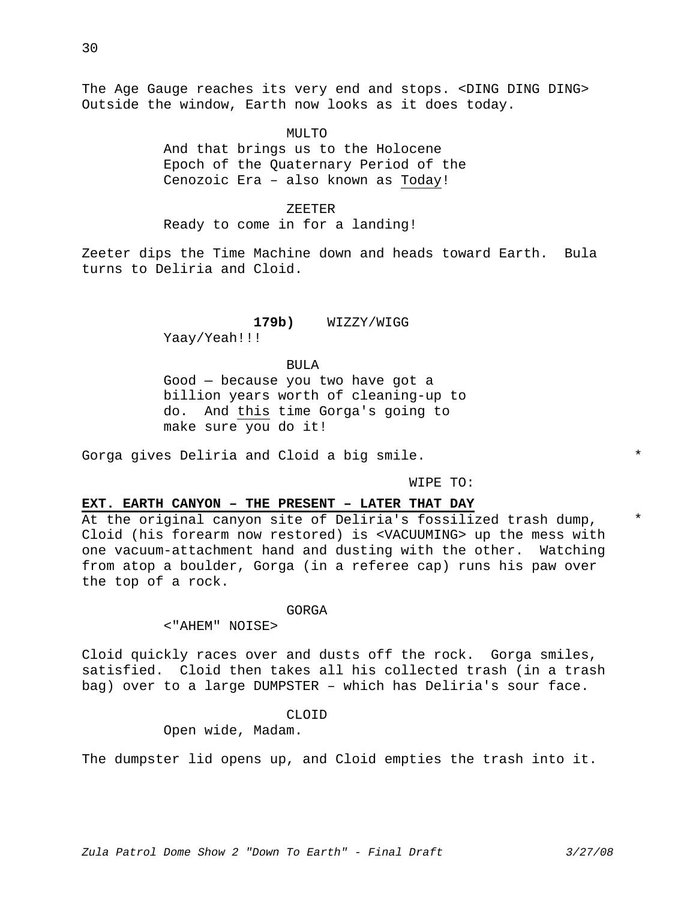The Age Gauge reaches its very end and stops. <DING DING DING> Outside the window, Earth now looks as it does today.

MULTO
And that brings us to the Holocene Epoch of the Quaternary Period of the Cenozoic Era – also known as Today!

ZEETER
Ready to come in for a landing!

Zeeter dips the Time Machine down and heads toward Earth. Bula turns to Deliria and Cloid.

**179b)** WIZZY/WIGG
Yaay/Yeah!!!

BULA
Good — because you two have got a billion years worth of cleaning-up to do. And this time Gorga's going to make sure you do it!

Gorga gives Deliria and Cloid a big smile. *

WIPE TO:

**EXT. EARTH CANYON – THE PRESENT – LATER THAT DAY**

At the original canyon site of Deliria's fossilized trash dump, * Cloid (his forearm now restored) is <VACUUMING> up the mess with one vacuum-attachment hand and dusting with the other. Watching from atop a boulder, Gorga (in a referee cap) runs his paw over the top of a rock.

GORGA
<"AHEM" NOISE>

Cloid quickly races over and dusts off the rock. Gorga smiles, satisfied. Cloid then takes all his collected trash (in a trash bag) over to a large DUMPSTER – which has Deliria's sour face.

CLOID
Open wide, Madam.

The dumpster lid opens up, and Cloid empties the trash into it.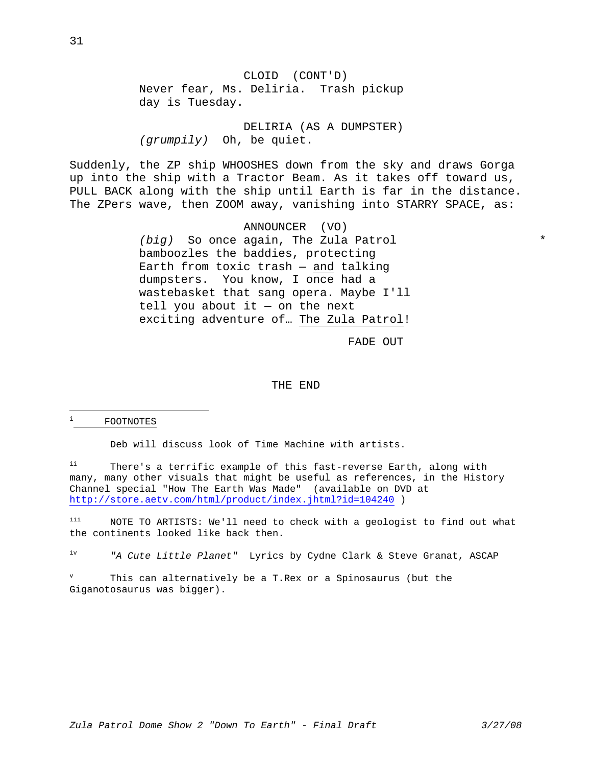CLOID (CONT'D)
Never fear, Ms. Deliria. Trash pickup day is Tuesday.

DELIRIA (AS A DUMPSTER)
*(grumpily)* Oh, be quiet.

Suddenly, the ZP ship WHOOSHES down from the sky and draws Gorga up into the ship with a Tractor Beam. As it takes off toward us, PULL BACK along with the ship until Earth is far in the distance. The ZPers wave, then ZOOM away, vanishing into STARRY SPACE, as:

ANNOUNCER (VO)
*(big)* So once again, The Zula Patrol bamboozles the baddies, protecting Earth from toxic trash — <u>and</u> talking dumpsters. You know, I once had a wastebasket that sang opera. Maybe I'll tell you about it — on the next exciting adventure of… <u>The Zula Patrol</u>! *

FADE OUT

THE END

---

[i] <u>FOOTNOTES</u>

Deb will discuss look of Time Machine with artists.

[ii] There's a terrific example of this fast-reverse Earth, along with many, many other visuals that might be useful as references, in the History Channel special "How The Earth Was Made" (available on DVD at http://store.aetv.com/html/product/index.jhtml?id=104240 )

[iii] NOTE TO ARTISTS: We'll need to check with a geologist to find out what the continents looked like back then.

[iv] *"A Cute Little Planet"* Lyrics by Cydne Clark & Steve Granat, ASCAP

[v] This can alternatively be a T.Rex or a Spinosaurus (but the Giganotosaurus was bigger).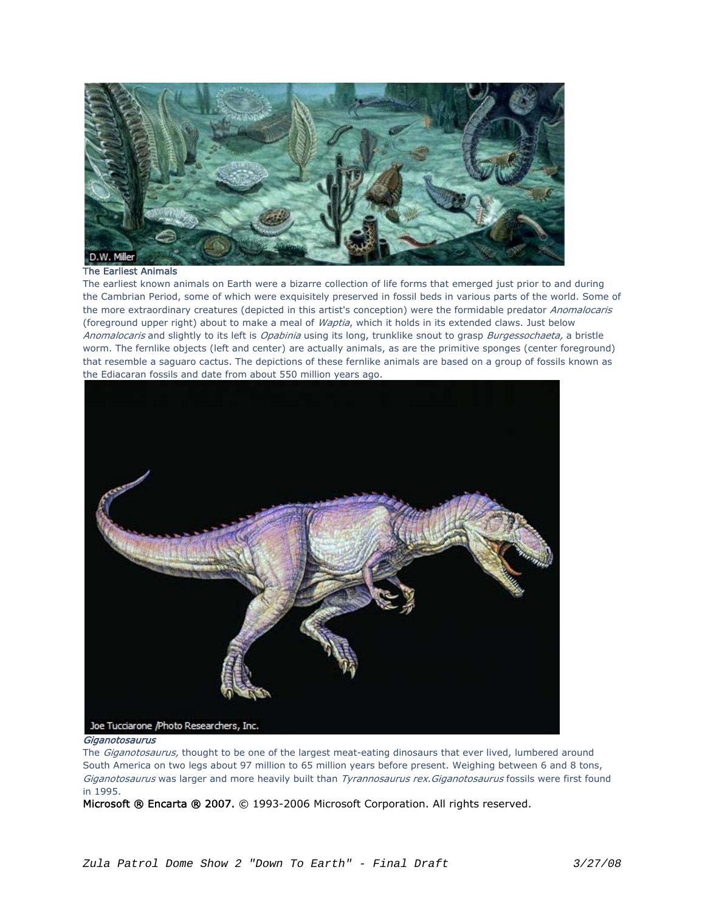The Earliest Animals

The earliest known animals on Earth were a bizarre collection of life forms that emerged just prior to and during the Cambrian Period, some of which were exquisitely preserved in fossil beds in various parts of the world. Some of the more extraordinary creatures (depicted in this artist's conception) were the formidable predator *Anomalocaris* (foreground upper right) about to make a meal of *Waptia*, which it holds in its extended claws. Just below *Anomalocaris* and slightly to its left is *Opabinia* using its long, trunklike snout to grasp *Burgessochaeta,* a bristle worm. The fernlike objects (left and center) are actually animals, as are the primitive sponges (center foreground) that resemble a saguaro cactus. The depictions of these fernlike animals are based on a group of fossils known as the Ediacaran fossils and date from about 550 million years ago.

*Giganotosaurus*

The *Giganotosaurus,* thought to be one of the largest meat-eating dinosaurs that ever lived, lumbered around South America on two legs about 97 million to 65 million years before present. Weighing between 6 and 8 tons, *Giganotosaurus* was larger and more heavily built than *Tyrannosaurus rex.* *Giganotosaurus* fossils were first found in 1995.

**Microsoft ® Encarta ® 2007.** © 1993-2006 Microsoft Corporation. All rights reserved.